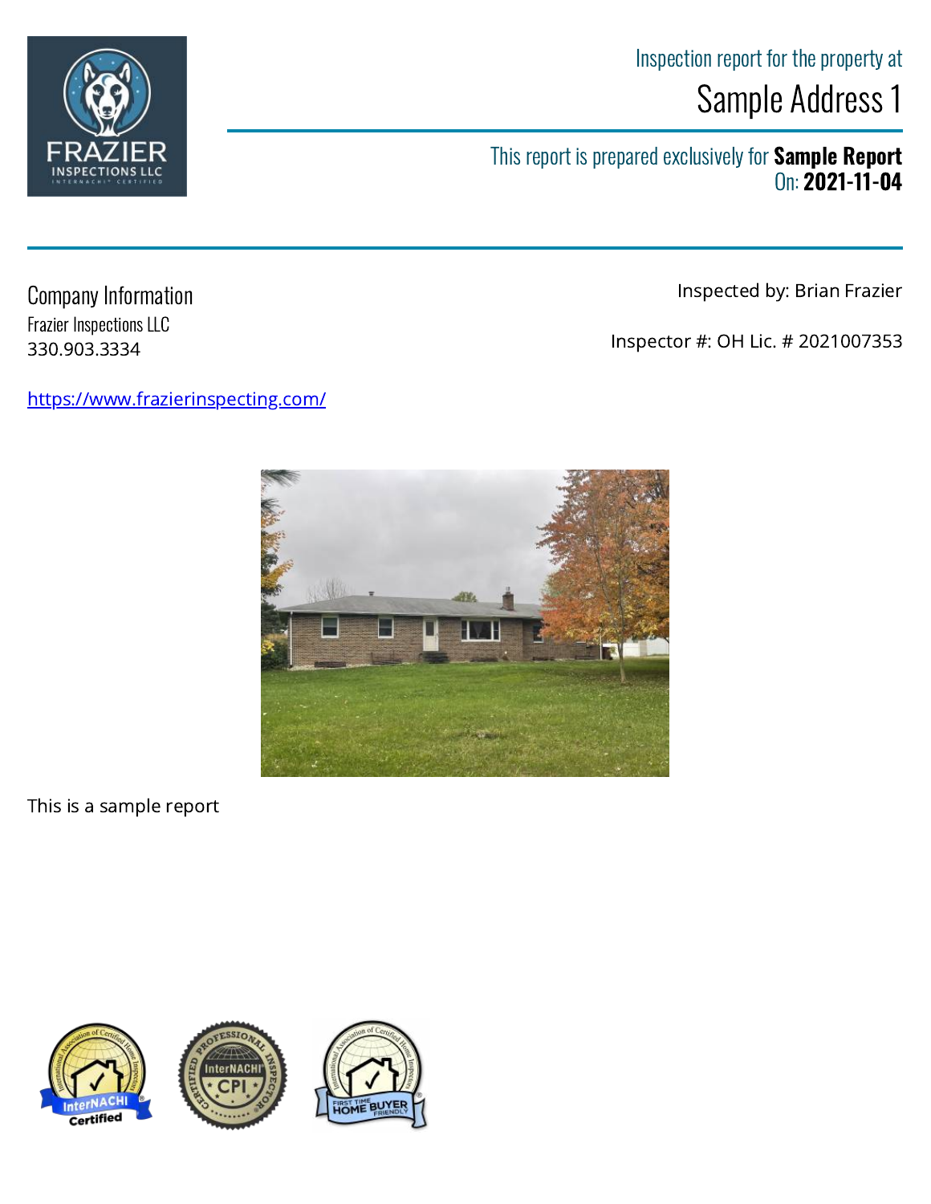Inspection report for the property at

# Sample Address 1

This report is prepared exclusively for **Sample Report**
On: **2021-11-04**

## Company Information

Frazier Inspections LLC
330.903.3334

https://www.frazierinspecting.com/

Inspected by: Brian Frazier

Inspector #: OH Lic. # 2021007353

This is a sample report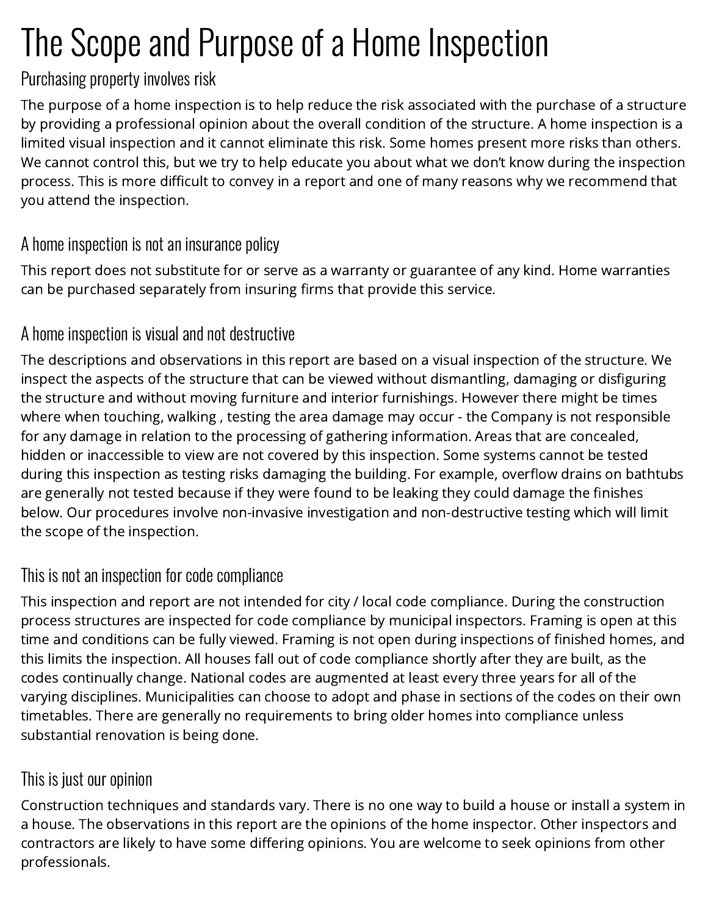# The Scope and Purpose of a Home Inspection

## Purchasing property involves risk

The purpose of a home inspection is to help reduce the risk associated with the purchase of a structure by providing a professional opinion about the overall condition of the structure. A home inspection is a limited visual inspection and it cannot eliminate this risk. Some homes present more risks than others. We cannot control this, but we try to help educate you about what we don't know during the inspection process. This is more difficult to convey in a report and one of many reasons why we recommend that you attend the inspection.

## A home inspection is not an insurance policy

This report does not substitute for or serve as a warranty or guarantee of any kind. Home warranties can be purchased separately from insuring firms that provide this service.

## A home inspection is visual and not destructive

The descriptions and observations in this report are based on a visual inspection of the structure. We inspect the aspects of the structure that can be viewed without dismantling, damaging or disfiguring the structure and without moving furniture and interior furnishings. However there might be times where when touching, walking , testing the area damage may occur - the Company is not responsible for any damage in relation to the processing of gathering information. Areas that are concealed, hidden or inaccessible to view are not covered by this inspection. Some systems cannot be tested during this inspection as testing risks damaging the building. For example, overflow drains on bathtubs are generally not tested because if they were found to be leaking they could damage the finishes below. Our procedures involve non-invasive investigation and non-destructive testing which will limit the scope of the inspection.

## This is not an inspection for code compliance

This inspection and report are not intended for city / local code compliance. During the construction process structures are inspected for code compliance by municipal inspectors. Framing is open at this time and conditions can be fully viewed. Framing is not open during inspections of finished homes, and this limits the inspection. All houses fall out of code compliance shortly after they are built, as the codes continually change. National codes are augmented at least every three years for all of the varying disciplines. Municipalities can choose to adopt and phase in sections of the codes on their own timetables. There are generally no requirements to bring older homes into compliance unless substantial renovation is being done.

## This is just our opinion

Construction techniques and standards vary. There is no one way to build a house or install a system in a house. The observations in this report are the opinions of the home inspector. Other inspectors and contractors are likely to have some differing opinions. You are welcome to seek opinions from other professionals.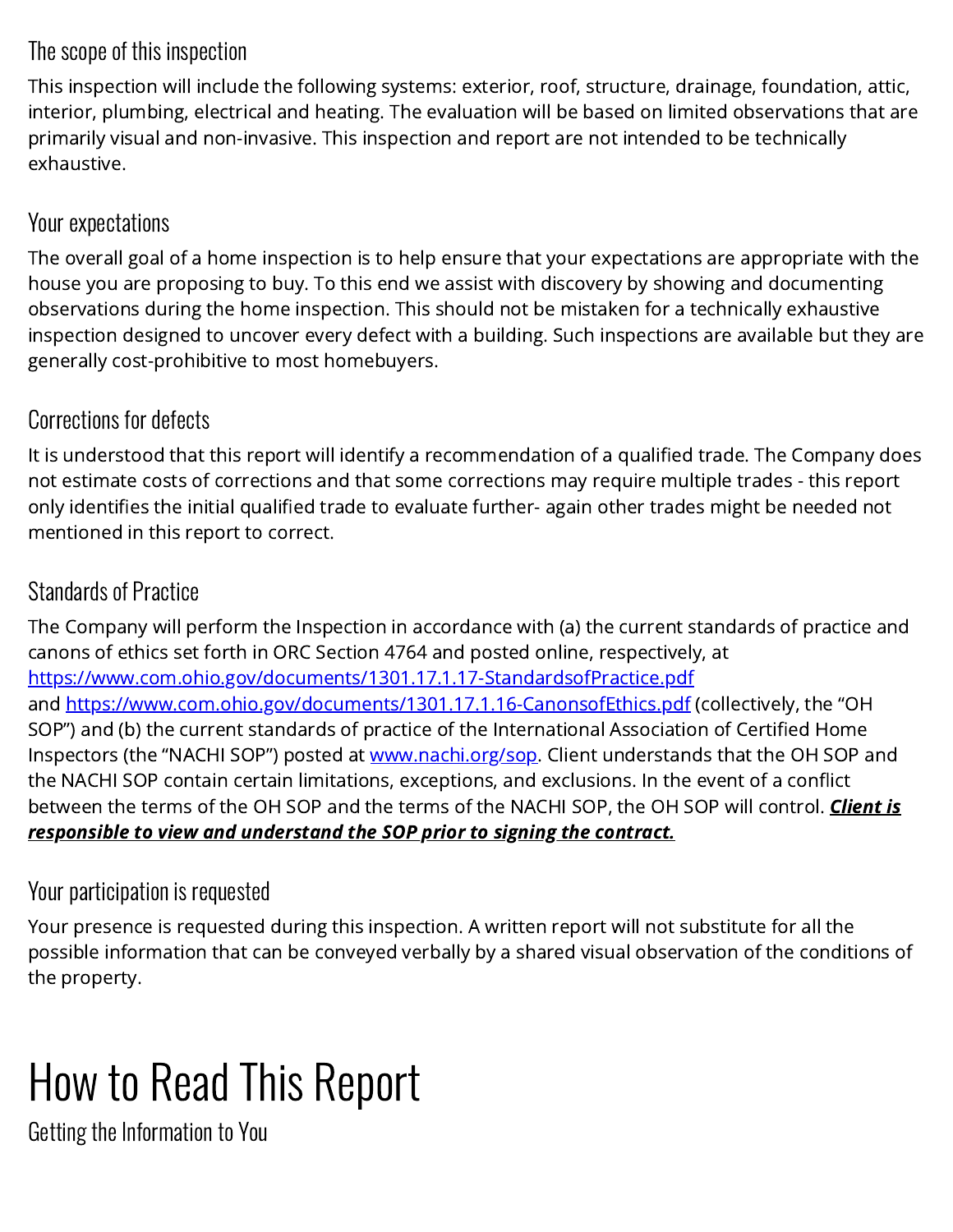### The scope of this inspection

This inspection will include the following systems: exterior, roof, structure, drainage, foundation, attic, interior, plumbing, electrical and heating. The evaluation will be based on limited observations that are primarily visual and non-invasive. This inspection and report are not intended to be technically exhaustive.

### Your expectations

The overall goal of a home inspection is to help ensure that your expectations are appropriate with the house you are proposing to buy. To this end we assist with discovery by showing and documenting observations during the home inspection. This should not be mistaken for a technically exhaustive inspection designed to uncover every defect with a building. Such inspections are available but they are generally cost-prohibitive to most homebuyers.

### Corrections for defects

It is understood that this report will identify a recommendation of a qualified trade. The Company does not estimate costs of corrections and that some corrections may require multiple trades - this report only identifies the initial qualified trade to evaluate further- again other trades might be needed not mentioned in this report to correct.

### Standards of Practice

The Company will perform the Inspection in accordance with (a) the current standards of practice and canons of ethics set forth in ORC Section 4764 and posted online, respectively, at https://www.com.ohio.gov/documents/1301.17.1.17-StandardsofPractice.pdf and https://www.com.ohio.gov/documents/1301.17.1.16-CanonsofEthics.pdf (collectively, the "OH SOP") and (b) the current standards of practice of the International Association of Certified Home Inspectors (the "NACHI SOP") posted at www.nachi.org/sop. Client understands that the OH SOP and the NACHI SOP contain certain limitations, exceptions, and exclusions. In the event of a conflict between the terms of the OH SOP and the terms of the NACHI SOP, the OH SOP will control. ***Client is responsible to view and understand the SOP prior to signing the contract.***

### Your participation is requested

Your presence is requested during this inspection. A written report will not substitute for all the possible information that can be conveyed verbally by a shared visual observation of the conditions of the property.

# How to Read This Report

### Getting the Information to You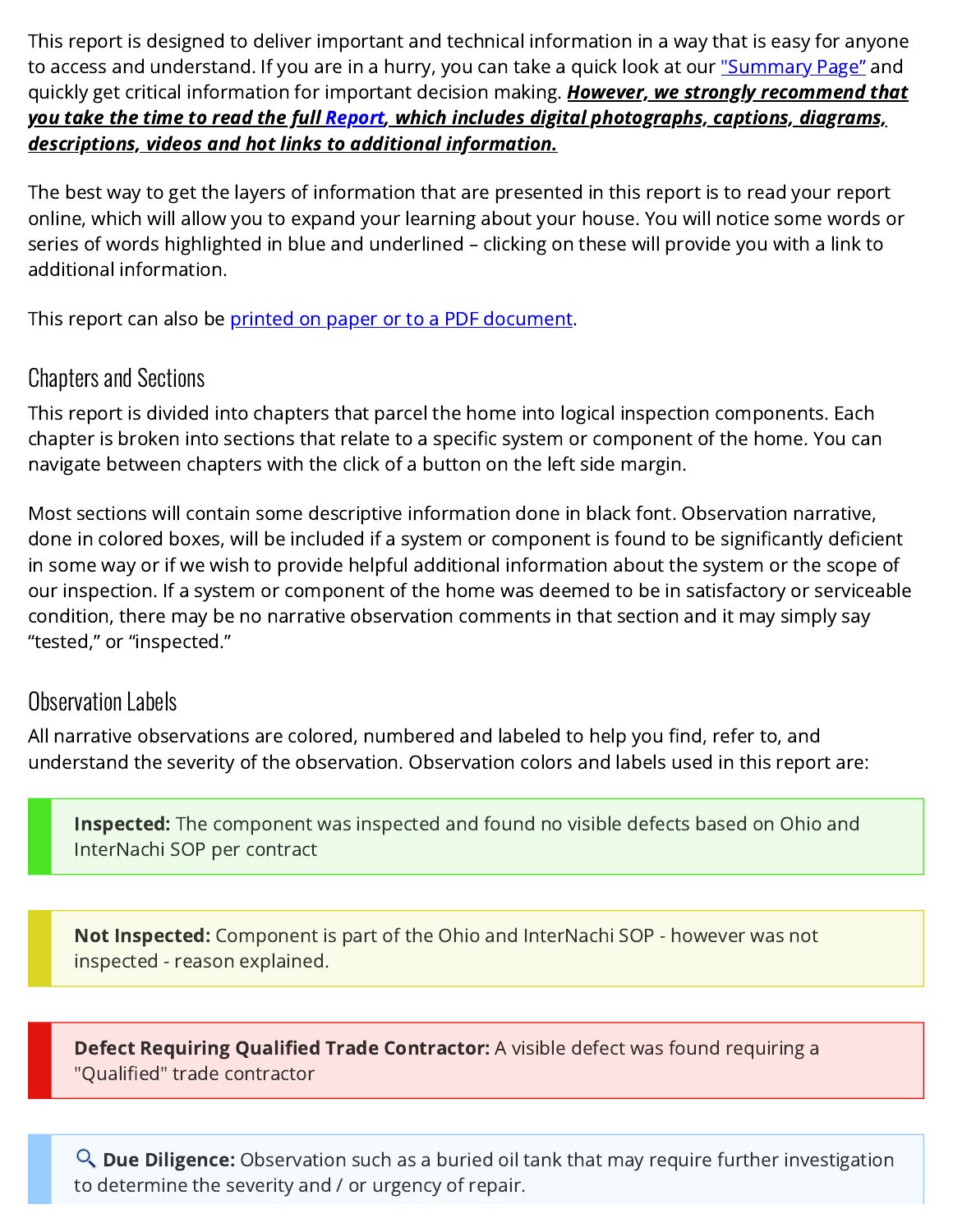This report is designed to deliver important and technical information in a way that is easy for anyone to access and understand. If you are in a hurry, you can take a quick look at our "Summary Page" and quickly get critical information for important decision making. ***However, we strongly recommend that you take the time to read the full Report, which includes digital photographs, captions, diagrams, descriptions, videos and hot links to additional information.***

The best way to get the layers of information that are presented in this report is to read your report online, which will allow you to expand your learning about your house. You will notice some words or series of words highlighted in blue and underlined – clicking on these will provide you with a link to additional information.

This report can also be printed on paper or to a PDF document.

## Chapters and Sections

This report is divided into chapters that parcel the home into logical inspection components. Each chapter is broken into sections that relate to a specific system or component of the home. You can navigate between chapters with the click of a button on the left side margin.

Most sections will contain some descriptive information done in black font. Observation narrative, done in colored boxes, will be included if a system or component is found to be significantly deficient in some way or if we wish to provide helpful additional information about the system or the scope of our inspection. If a system or component of the home was deemed to be in satisfactory or serviceable condition, there may be no narrative observation comments in that section and it may simply say "tested," or "inspected."

## Observation Labels

All narrative observations are colored, numbered and labeled to help you find, refer to, and understand the severity of the observation. Observation colors and labels used in this report are:

**Inspected:** The component was inspected and found no visible defects based on Ohio and InterNachi SOP per contract

**Not Inspected:** Component is part of the Ohio and InterNachi SOP - however was not inspected - reason explained.

**Defect Requiring Qualified Trade Contractor:** A visible defect was found requiring a "Qualified" trade contractor

🔍 **Due Diligence:** Observation such as a buried oil tank that may require further investigation to determine the severity and / or urgency of repair.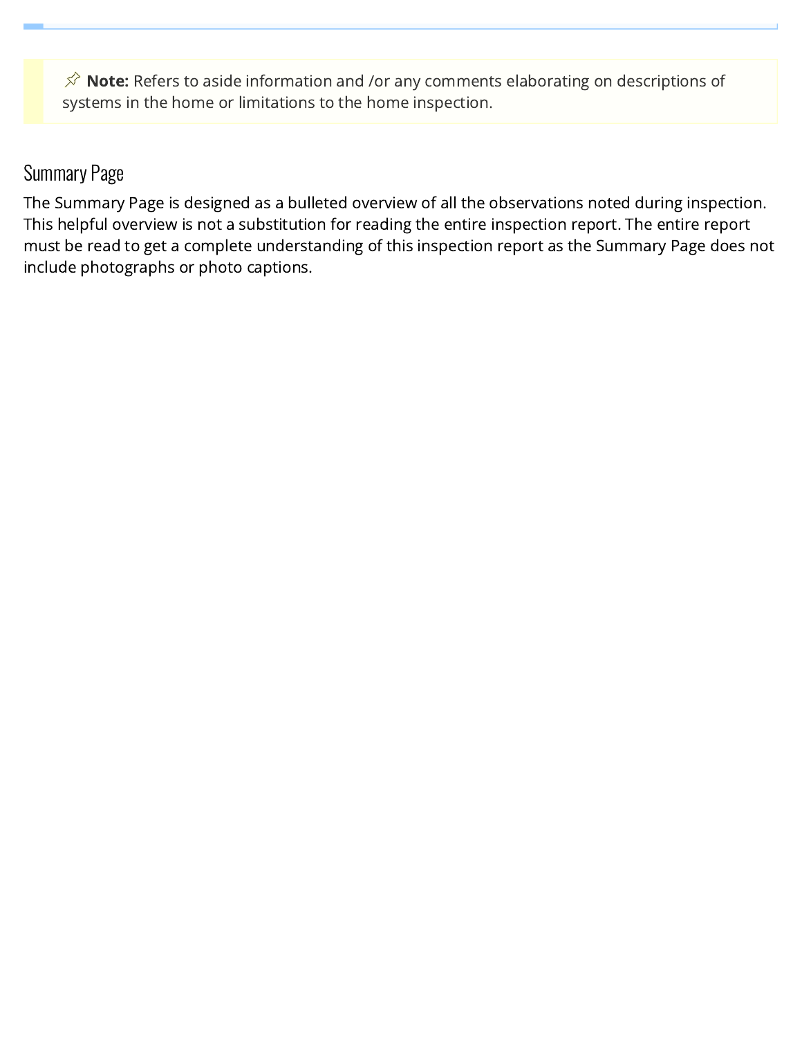> 📌 **Note:** Refers to aside information and /or any comments elaborating on descriptions of systems in the home or limitations to the home inspection.

## Summary Page

The Summary Page is designed as a bulleted overview of all the observations noted during inspection. This helpful overview is not a substitution for reading the entire inspection report. The entire report must be read to get a complete understanding of this inspection report as the Summary Page does not include photographs or photo captions.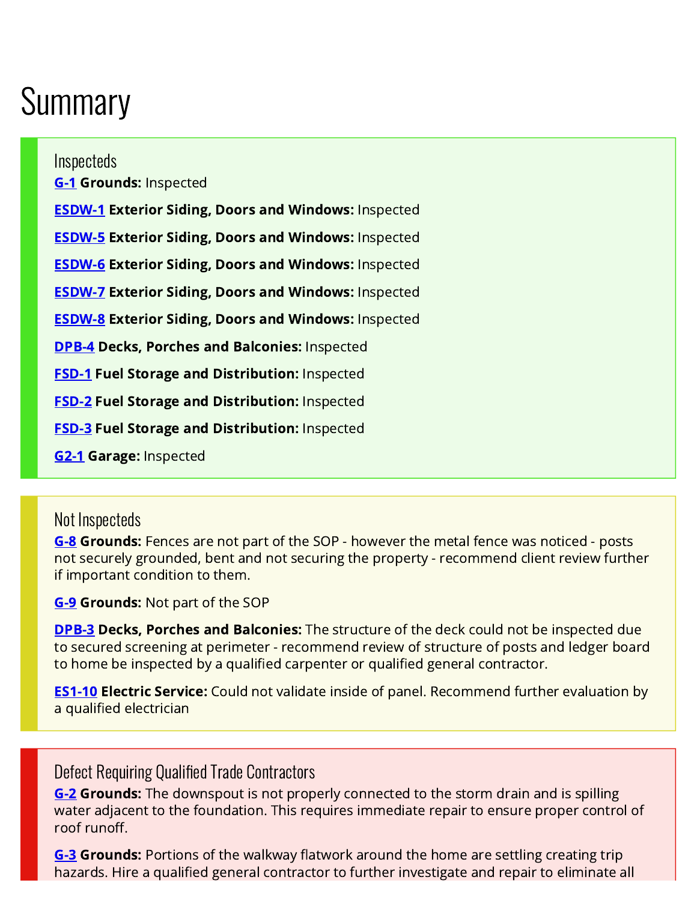# Summary

## Inspecteds

**G-1** **Grounds:** Inspected

**ESDW-1** **Exterior Siding, Doors and Windows:** Inspected

**ESDW-5** **Exterior Siding, Doors and Windows:** Inspected

**ESDW-6** **Exterior Siding, Doors and Windows:** Inspected

**ESDW-7** **Exterior Siding, Doors and Windows:** Inspected

**ESDW-8** **Exterior Siding, Doors and Windows:** Inspected

**DPB-4** **Decks, Porches and Balconies:** Inspected

**FSD-1** **Fuel Storage and Distribution:** Inspected

**FSD-2** **Fuel Storage and Distribution:** Inspected

**FSD-3** **Fuel Storage and Distribution:** Inspected

**G2-1** **Garage:** Inspected

## Not Inspecteds

**G-8** **Grounds:** Fences are not part of the SOP - however the metal fence was noticed - posts not securely grounded, bent and not securing the property - recommend client review further if important condition to them.

**G-9** **Grounds:** Not part of the SOP

**DPB-3** **Decks, Porches and Balconies:** The structure of the deck could not be inspected due to secured screening at perimeter - recommend review of structure of posts and ledger board to home be inspected by a qualified carpenter or qualified general contractor.

**ES1-10** **Electric Service:** Could not validate inside of panel. Recommend further evaluation by a qualified electrician

## Defect Requiring Qualified Trade Contractors

**G-2** **Grounds:** The downspout is not properly connected to the storm drain and is spilling water adjacent to the foundation. This requires immediate repair to ensure proper control of roof runoff.

**G-3** **Grounds:** Portions of the walkway flatwork around the home are settling creating trip hazards. Hire a qualified general contractor to further investigate and repair to eliminate all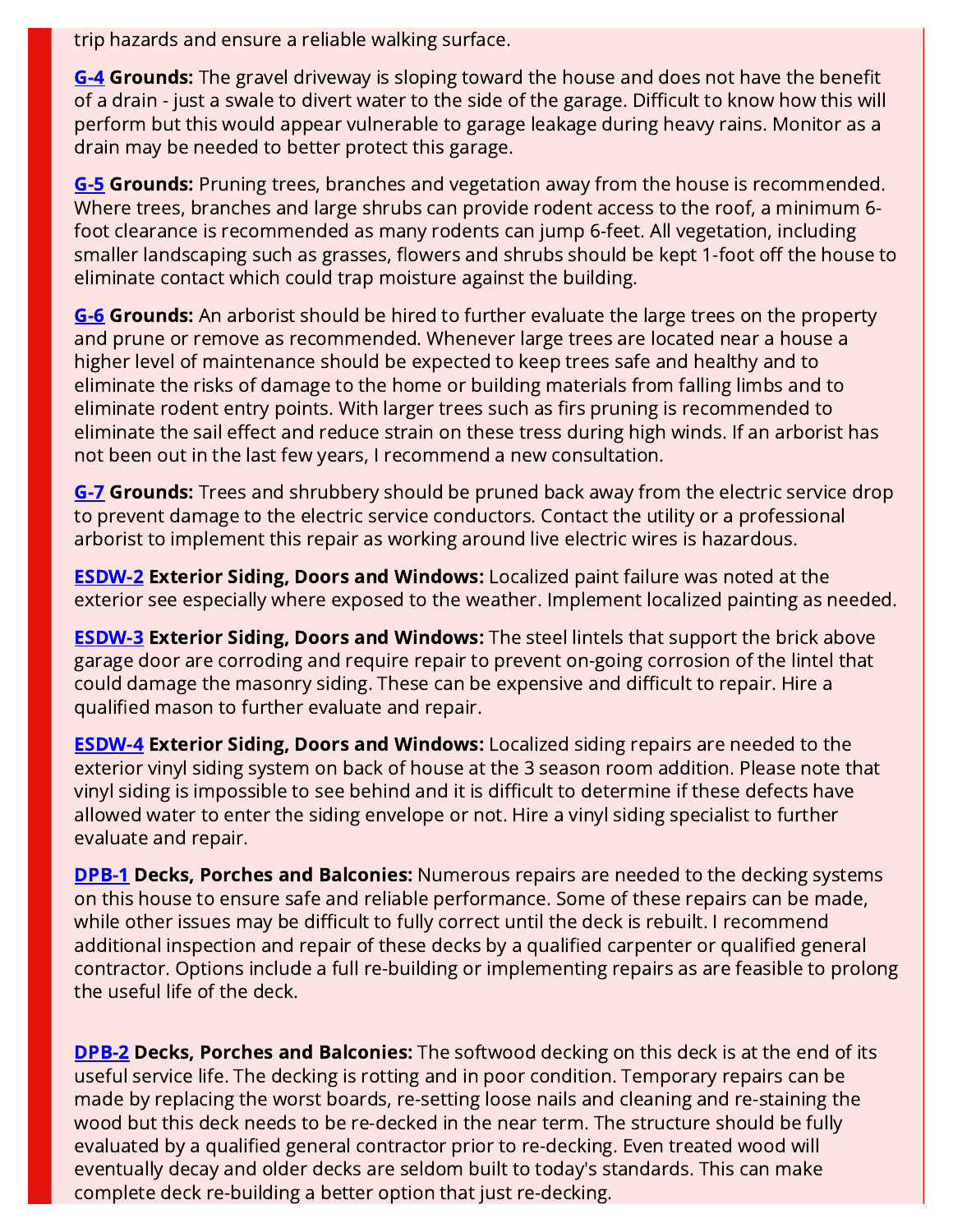trip hazards and ensure a reliable walking surface.

**G-4** **Grounds:** The gravel driveway is sloping toward the house and does not have the benefit of a drain - just a swale to divert water to the side of the garage. Difficult to know how this will perform but this would appear vulnerable to garage leakage during heavy rains. Monitor as a drain may be needed to better protect this garage.

**G-5** **Grounds:** Pruning trees, branches and vegetation away from the house is recommended. Where trees, branches and large shrubs can provide rodent access to the roof, a minimum 6-foot clearance is recommended as many rodents can jump 6-feet. All vegetation, including smaller landscaping such as grasses, flowers and shrubs should be kept 1-foot off the house to eliminate contact which could trap moisture against the building.

**G-6** **Grounds:** An arborist should be hired to further evaluate the large trees on the property and prune or remove as recommended. Whenever large trees are located near a house a higher level of maintenance should be expected to keep trees safe and healthy and to eliminate the risks of damage to the home or building materials from falling limbs and to eliminate rodent entry points. With larger trees such as firs pruning is recommended to eliminate the sail effect and reduce strain on these tress during high winds. If an arborist has not been out in the last few years, I recommend a new consultation.

**G-7** **Grounds:** Trees and shrubbery should be pruned back away from the electric service drop to prevent damage to the electric service conductors. Contact the utility or a professional arborist to implement this repair as working around live electric wires is hazardous.

**ESDW-2** **Exterior Siding, Doors and Windows:** Localized paint failure was noted at the exterior see especially where exposed to the weather. Implement localized painting as needed.

**ESDW-3** **Exterior Siding, Doors and Windows:** The steel lintels that support the brick above garage door are corroding and require repair to prevent on-going corrosion of the lintel that could damage the masonry siding. These can be expensive and difficult to repair. Hire a qualified mason to further evaluate and repair.

**ESDW-4** **Exterior Siding, Doors and Windows:** Localized siding repairs are needed to the exterior vinyl siding system on back of house at the 3 season room addition. Please note that vinyl siding is impossible to see behind and it is difficult to determine if these defects have allowed water to enter the siding envelope or not. Hire a vinyl siding specialist to further evaluate and repair.

**DPB-1** **Decks, Porches and Balconies:** Numerous repairs are needed to the decking systems on this house to ensure safe and reliable performance. Some of these repairs can be made, while other issues may be difficult to fully correct until the deck is rebuilt. I recommend additional inspection and repair of these decks by a qualified carpenter or qualified general contractor. Options include a full re-building or implementing repairs as are feasible to prolong the useful life of the deck.

**DPB-2** **Decks, Porches and Balconies:** The softwood decking on this deck is at the end of its useful service life. The decking is rotting and in poor condition. Temporary repairs can be made by replacing the worst boards, re-setting loose nails and cleaning and re-staining the wood but this deck needs to be re-decked in the near term. The structure should be fully evaluated by a qualified general contractor prior to re-decking. Even treated wood will eventually decay and older decks are seldom built to today's standards. This can make complete deck re-building a better option that just re-decking.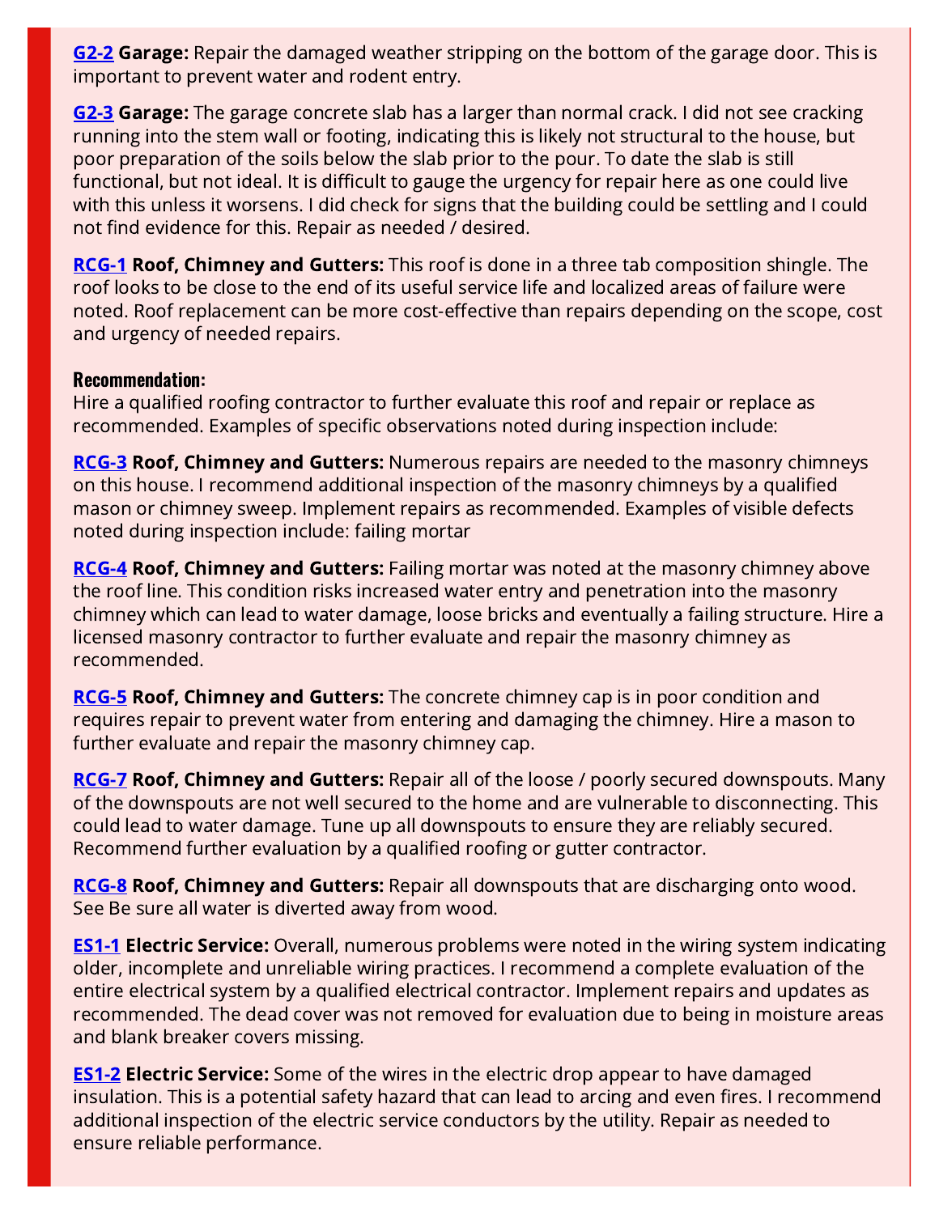**G2-2 Garage:** Repair the damaged weather stripping on the bottom of the garage door. This is important to prevent water and rodent entry.

**G2-3 Garage:** The garage concrete slab has a larger than normal crack. I did not see cracking running into the stem wall or footing, indicating this is likely not structural to the house, but poor preparation of the soils below the slab prior to the pour. To date the slab is still functional, but not ideal. It is difficult to gauge the urgency for repair here as one could live with this unless it worsens. I did check for signs that the building could be settling and I could not find evidence for this. Repair as needed / desired.

**RCG-1 Roof, Chimney and Gutters:** This roof is done in a three tab composition shingle. The roof looks to be close to the end of its useful service life and localized areas of failure were noted. Roof replacement can be more cost-effective than repairs depending on the scope, cost and urgency of needed repairs.

**Recommendation:**
Hire a qualified roofing contractor to further evaluate this roof and repair or replace as recommended. Examples of specific observations noted during inspection include:

**RCG-3 Roof, Chimney and Gutters:** Numerous repairs are needed to the masonry chimneys on this house. I recommend additional inspection of the masonry chimneys by a qualified mason or chimney sweep. Implement repairs as recommended. Examples of visible defects noted during inspection include: failing mortar

**RCG-4 Roof, Chimney and Gutters:** Failing mortar was noted at the masonry chimney above the roof line. This condition risks increased water entry and penetration into the masonry chimney which can lead to water damage, loose bricks and eventually a failing structure. Hire a licensed masonry contractor to further evaluate and repair the masonry chimney as recommended.

**RCG-5 Roof, Chimney and Gutters:** The concrete chimney cap is in poor condition and requires repair to prevent water from entering and damaging the chimney. Hire a mason to further evaluate and repair the masonry chimney cap.

**RCG-7 Roof, Chimney and Gutters:** Repair all of the loose / poorly secured downspouts. Many of the downspouts are not well secured to the home and are vulnerable to disconnecting. This could lead to water damage. Tune up all downspouts to ensure they are reliably secured. Recommend further evaluation by a qualified roofing or gutter contractor.

**RCG-8 Roof, Chimney and Gutters:** Repair all downspouts that are discharging onto wood. See Be sure all water is diverted away from wood.

**ES1-1 Electric Service:** Overall, numerous problems were noted in the wiring system indicating older, incomplete and unreliable wiring practices. I recommend a complete evaluation of the entire electrical system by a qualified electrical contractor. Implement repairs and updates as recommended. The dead cover was not removed for evaluation due to being in moisture areas and blank breaker covers missing.

**ES1-2 Electric Service:** Some of the wires in the electric drop appear to have damaged insulation. This is a potential safety hazard that can lead to arcing and even fires. I recommend additional inspection of the electric service conductors by the utility. Repair as needed to ensure reliable performance.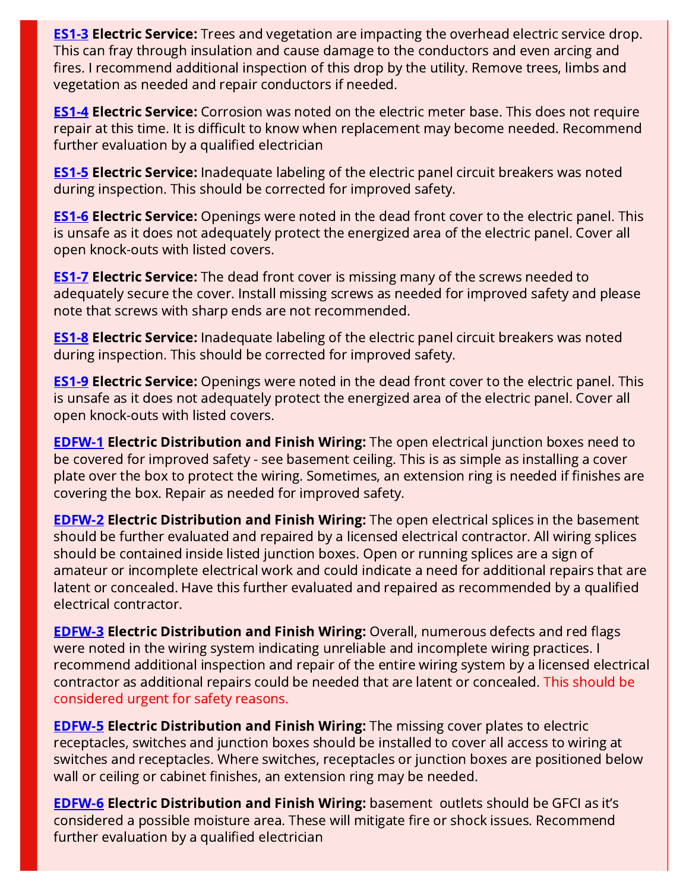**ES1-3** **Electric Service:** Trees and vegetation are impacting the overhead electric service drop. This can fray through insulation and cause damage to the conductors and even arcing and fires. I recommend additional inspection of this drop by the utility. Remove trees, limbs and vegetation as needed and repair conductors if needed.

**ES1-4** **Electric Service:** Corrosion was noted on the electric meter base. This does not require repair at this time. It is difficult to know when replacement may become needed. Recommend further evaluation by a qualified electrician

**ES1-5** **Electric Service:** Inadequate labeling of the electric panel circuit breakers was noted during inspection. This should be corrected for improved safety.

**ES1-6** **Electric Service:** Openings were noted in the dead front cover to the electric panel. This is unsafe as it does not adequately protect the energized area of the electric panel. Cover all open knock-outs with listed covers.

**ES1-7** **Electric Service:** The dead front cover is missing many of the screws needed to adequately secure the cover. Install missing screws as needed for improved safety and please note that screws with sharp ends are not recommended.

**ES1-8** **Electric Service:** Inadequate labeling of the electric panel circuit breakers was noted during inspection. This should be corrected for improved safety.

**ES1-9** **Electric Service:** Openings were noted in the dead front cover to the electric panel. This is unsafe as it does not adequately protect the energized area of the electric panel. Cover all open knock-outs with listed covers.

**EDFW-1** **Electric Distribution and Finish Wiring:** The open electrical junction boxes need to be covered for improved safety - see basement ceiling. This is as simple as installing a cover plate over the box to protect the wiring. Sometimes, an extension ring is needed if finishes are covering the box. Repair as needed for improved safety.

**EDFW-2** **Electric Distribution and Finish Wiring:** The open electrical splices in the basement should be further evaluated and repaired by a licensed electrical contractor. All wiring splices should be contained inside listed junction boxes. Open or running splices are a sign of amateur or incomplete electrical work and could indicate a need for additional repairs that are latent or concealed. Have this further evaluated and repaired as recommended by a qualified electrical contractor.

**EDFW-3** **Electric Distribution and Finish Wiring:** Overall, numerous defects and red flags were noted in the wiring system indicating unreliable and incomplete wiring practices. I recommend additional inspection and repair of the entire wiring system by a licensed electrical contractor as additional repairs could be needed that are latent or concealed. This should be considered urgent for safety reasons.

**EDFW-5** **Electric Distribution and Finish Wiring:** The missing cover plates to electric receptacles, switches and junction boxes should be installed to cover all access to wiring at switches and receptacles. Where switches, receptacles or junction boxes are positioned below wall or ceiling or cabinet finishes, an extension ring may be needed.

**EDFW-6** **Electric Distribution and Finish Wiring:** basement outlets should be GFCI as it's considered a possible moisture area. These will mitigate fire or shock issues. Recommend further evaluation by a qualified electrician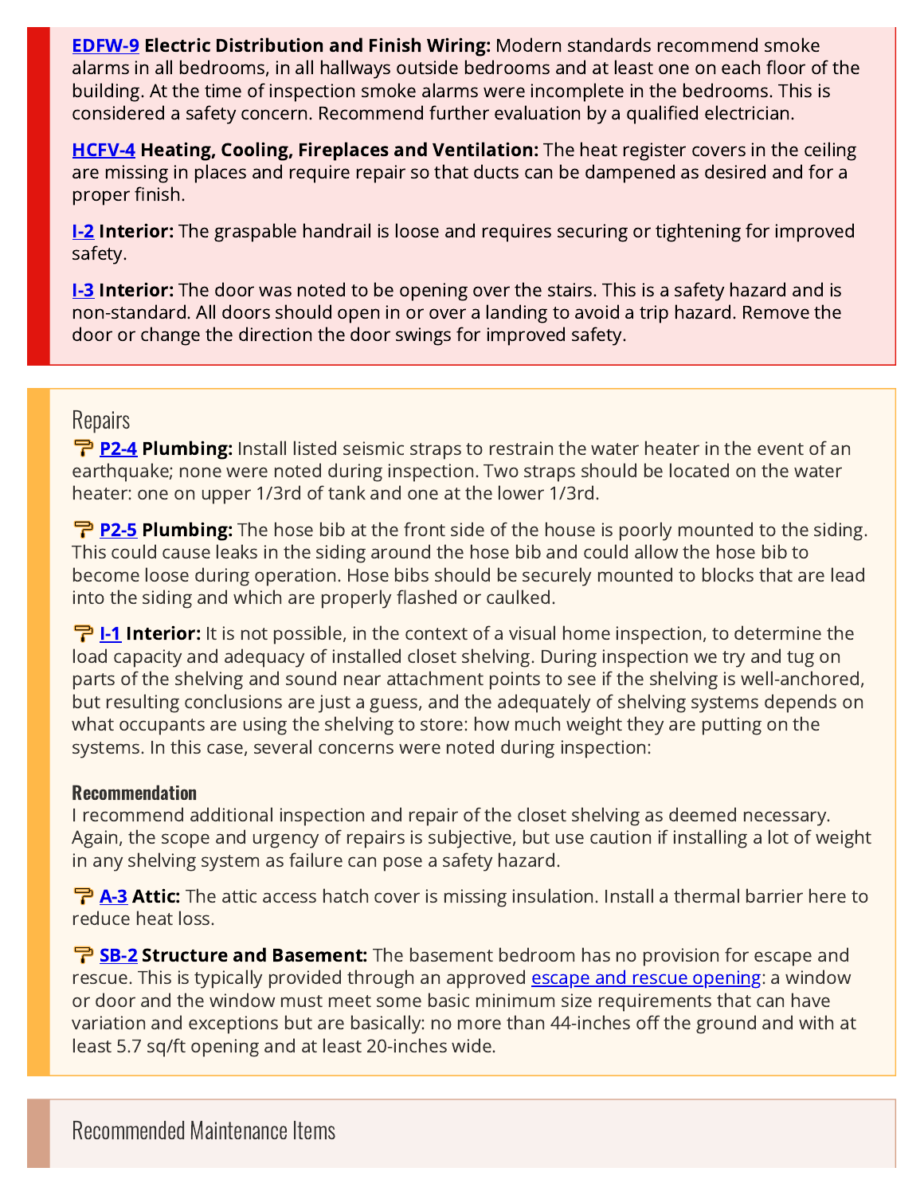**[EDFW-9]() Electric Distribution and Finish Wiring:** Modern standards recommend smoke alarms in all bedrooms, in all hallways outside bedrooms and at least one on each floor of the building. At the time of inspection smoke alarms were incomplete in the bedrooms. This is considered a safety concern. Recommend further evaluation by a qualified electrician.

**[HCFV-4]() Heating, Cooling, Fireplaces and Ventilation:** The heat register covers in the ceiling are missing in places and require repair so that ducts can be dampened as desired and for a proper finish.

**[I-2]() Interior:** The graspable handrail is loose and requires securing or tightening for improved safety.

**[I-3]() Interior:** The door was noted to be opening over the stairs. This is a safety hazard and is non-standard. All doors should open in or over a landing to avoid a trip hazard. Remove the door or change the direction the door swings for improved safety.

## Repairs

**[P2-4]() Plumbing:** Install listed seismic straps to restrain the water heater in the event of an earthquake; none were noted during inspection. Two straps should be located on the water heater: one on upper 1/3rd of tank and one at the lower 1/3rd.

**[P2-5]() Plumbing:** The hose bib at the front side of the house is poorly mounted to the siding. This could cause leaks in the siding around the hose bib and could allow the hose bib to become loose during operation. Hose bibs should be securely mounted to blocks that are lead into the siding and which are properly flashed or caulked.

**[I-1]() Interior:** It is not possible, in the context of a visual home inspection, to determine the load capacity and adequacy of installed closet shelving. During inspection we try and tug on parts of the shelving and sound near attachment points to see if the shelving is well-anchored, but resulting conclusions are just a guess, and the adequately of shelving systems depends on what occupants are using the shelving to store: how much weight they are putting on the systems. In this case, several concerns were noted during inspection:

**Recommendation**

I recommend additional inspection and repair of the closet shelving as deemed necessary. Again, the scope and urgency of repairs is subjective, but use caution if installing a lot of weight in any shelving system as failure can pose a safety hazard.

**[A-3]() Attic:** The attic access hatch cover is missing insulation. Install a thermal barrier here to reduce heat loss.

**[SB-2]() Structure and Basement:** The basement bedroom has no provision for escape and rescue. This is typically provided through an approved [escape and rescue opening](): a window or door and the window must meet some basic minimum size requirements that can have variation and exceptions but are basically: no more than 44-inches off the ground and with at least 5.7 sq/ft opening and at least 20-inches wide.

## Recommended Maintenance Items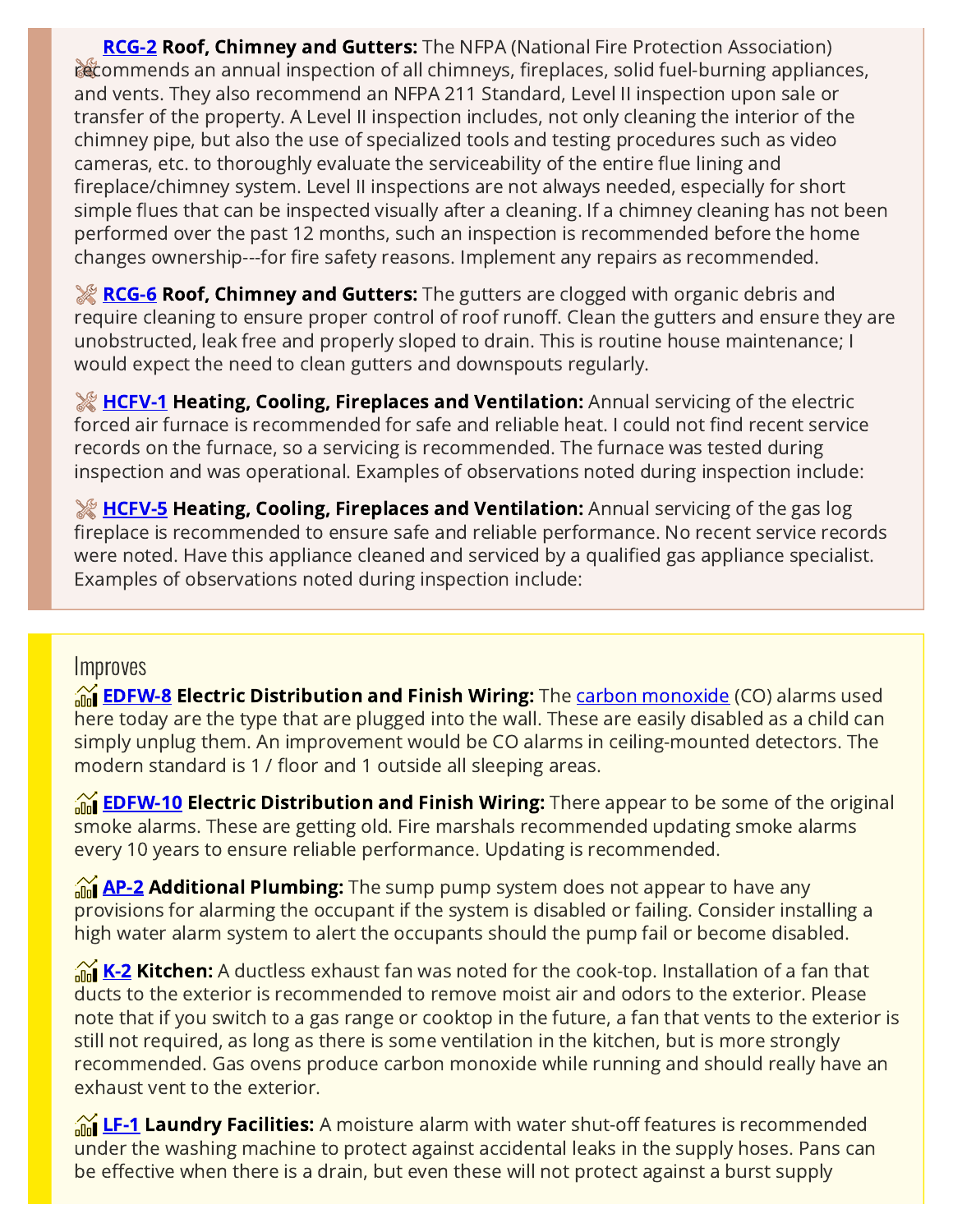**RCG-2 Roof, Chimney and Gutters:** The NFPA (National Fire Protection Association) recommends an annual inspection of all chimneys, fireplaces, solid fuel-burning appliances, and vents. They also recommend an NFPA 211 Standard, Level II inspection upon sale or transfer of the property. A Level II inspection includes, not only cleaning the interior of the chimney pipe, but also the use of specialized tools and testing procedures such as video cameras, etc. to thoroughly evaluate the serviceability of the entire flue lining and fireplace/chimney system. Level II inspections are not always needed, especially for short simple flues that can be inspected visually after a cleaning. If a chimney cleaning has not been performed over the past 12 months, such an inspection is recommended before the home changes ownership---for fire safety reasons. Implement any repairs as recommended.

**RCG-6 Roof, Chimney and Gutters:** The gutters are clogged with organic debris and require cleaning to ensure proper control of roof runoff. Clean the gutters and ensure they are unobstructed, leak free and properly sloped to drain. This is routine house maintenance; I would expect the need to clean gutters and downspouts regularly.

**HCFV-1 Heating, Cooling, Fireplaces and Ventilation:** Annual servicing of the electric forced air furnace is recommended for safe and reliable heat. I could not find recent service records on the furnace, so a servicing is recommended. The furnace was tested during inspection and was operational. Examples of observations noted during inspection include:

**HCFV-5 Heating, Cooling, Fireplaces and Ventilation:** Annual servicing of the gas log fireplace is recommended to ensure safe and reliable performance. No recent service records were noted. Have this appliance cleaned and serviced by a qualified gas appliance specialist. Examples of observations noted during inspection include:

## Improves

**EDFW-8 Electric Distribution and Finish Wiring:** The carbon monoxide (CO) alarms used here today are the type that are plugged into the wall. These are easily disabled as a child can simply unplug them. An improvement would be CO alarms in ceiling-mounted detectors. The modern standard is 1 / floor and 1 outside all sleeping areas.

**EDFW-10 Electric Distribution and Finish Wiring:** There appear to be some of the original smoke alarms. These are getting old. Fire marshals recommended updating smoke alarms every 10 years to ensure reliable performance. Updating is recommended.

**AP-2 Additional Plumbing:** The sump pump system does not appear to have any provisions for alarming the occupant if the system is disabled or failing. Consider installing a high water alarm system to alert the occupants should the pump fail or become disabled.

**K-2 Kitchen:** A ductless exhaust fan was noted for the cook-top. Installation of a fan that ducts to the exterior is recommended to remove moist air and odors to the exterior. Please note that if you switch to a gas range or cooktop in the future, a fan that vents to the exterior is still not required, as long as there is some ventilation in the kitchen, but is more strongly recommended. Gas ovens produce carbon monoxide while running and should really have an exhaust vent to the exterior.

**LF-1 Laundry Facilities:** A moisture alarm with water shut-off features is recommended under the washing machine to protect against accidental leaks in the supply hoses. Pans can be effective when there is a drain, but even these will not protect against a burst supply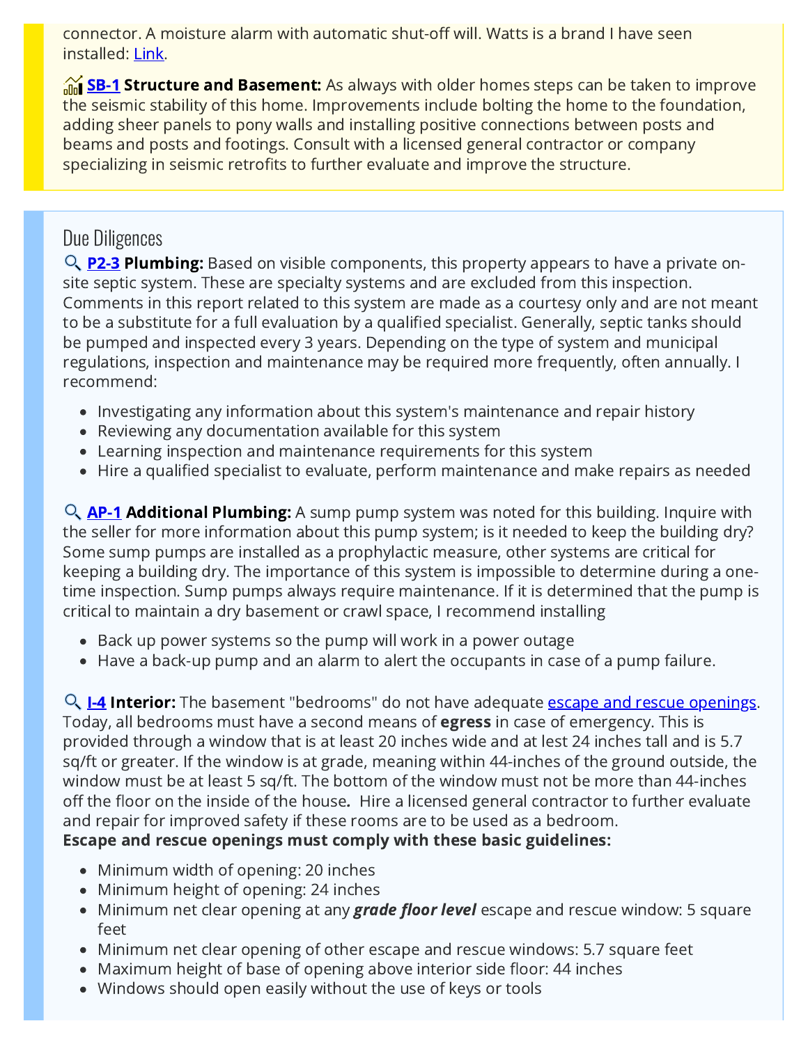connector. A moisture alarm with automatic shut-off will. Watts is a brand I have seen installed: Link.

**SB-1 Structure and Basement:** As always with older homes steps can be taken to improve the seismic stability of this home. Improvements include bolting the home to the foundation, adding sheer panels to pony walls and installing positive connections between posts and beams and posts and footings. Consult with a licensed general contractor or company specializing in seismic retrofits to further evaluate and improve the structure.

## Due Diligences

**P2-3 Plumbing:** Based on visible components, this property appears to have a private on-site septic system. These are specialty systems and are excluded from this inspection. Comments in this report related to this system are made as a courtesy only and are not meant to be a substitute for a full evaluation by a qualified specialist. Generally, septic tanks should be pumped and inspected every 3 years. Depending on the type of system and municipal regulations, inspection and maintenance may be required more frequently, often annually. I recommend:

- Investigating any information about this system's maintenance and repair history
- Reviewing any documentation available for this system
- Learning inspection and maintenance requirements for this system
- Hire a qualified specialist to evaluate, perform maintenance and make repairs as needed

**AP-1 Additional Plumbing:** A sump pump system was noted for this building. Inquire with the seller for more information about this pump system; is it needed to keep the building dry? Some sump pumps are installed as a prophylactic measure, other systems are critical for keeping a building dry. The importance of this system is impossible to determine during a one-time inspection. Sump pumps always require maintenance. If it is determined that the pump is critical to maintain a dry basement or crawl space, I recommend installing

- Back up power systems so the pump will work in a power outage
- Have a back-up pump and an alarm to alert the occupants in case of a pump failure.

**I-4 Interior:** The basement "bedrooms" do not have adequate escape and rescue openings. Today, all bedrooms must have a second means of **egress** in case of emergency. This is provided through a window that is at least 20 inches wide and at lest 24 inches tall and is 5.7 sq/ft or greater. If the window is at grade, meaning within 44-inches of the ground outside, the window must be at least 5 sq/ft. The bottom of the window must not be more than 44-inches off the floor on the inside of the house**.** Hire a licensed general contractor to further evaluate and repair for improved safety if these rooms are to be used as a bedroom.
**Escape and rescue openings must comply with these basic guidelines:**

- Minimum width of opening: 20 inches
- Minimum height of opening: 24 inches
- Minimum net clear opening at any ***grade floor level*** escape and rescue window: 5 square feet
- Minimum net clear opening of other escape and rescue windows: 5.7 square feet
- Maximum height of base of opening above interior side floor: 44 inches
- Windows should open easily without the use of keys or tools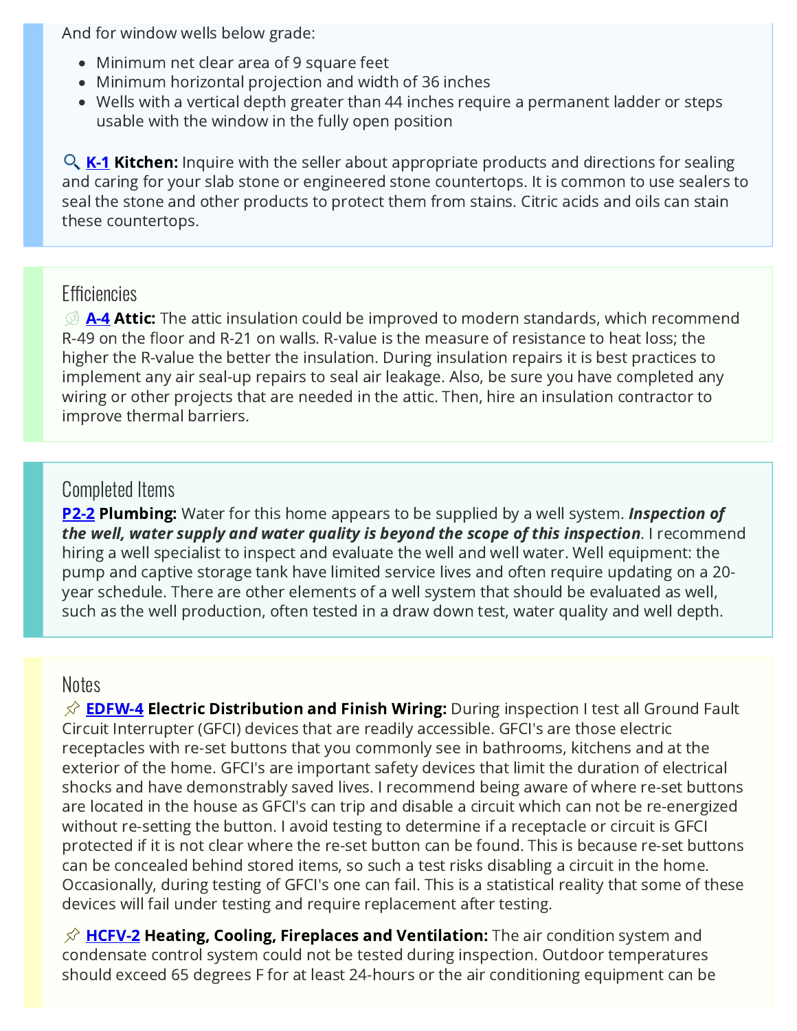And for window wells below grade:

- Minimum net clear area of 9 square feet
- Minimum horizontal projection and width of 36 inches
- Wells with a vertical depth greater than 44 inches require a permanent ladder or steps usable with the window in the fully open position

🔍 **K-1** **Kitchen:** Inquire with the seller about appropriate products and directions for sealing and caring for your slab stone or engineered stone countertops. It is common to use sealers to seal the stone and other products to protect them from stains. Citric acids and oils can stain these countertops.

## Efficiencies

**A-4** **Attic:** The attic insulation could be improved to modern standards, which recommend R-49 on the floor and R-21 on walls. R-value is the measure of resistance to heat loss; the higher the R-value the better the insulation. During insulation repairs it is best practices to implement any air seal-up repairs to seal air leakage. Also, be sure you have completed any wiring or other projects that are needed in the attic. Then, hire an insulation contractor to improve thermal barriers.

## Completed Items

**P2-2** **Plumbing:** Water for this home appears to be supplied by a well system. ***Inspection of the well, water supply and water quality is beyond the scope of this inspection***. I recommend hiring a well specialist to inspect and evaluate the well and well water. Well equipment: the pump and captive storage tank have limited service lives and often require updating on a 20-year schedule. There are other elements of a well system that should be evaluated as well, such as the well production, often tested in a draw down test, water quality and well depth.

## Notes

📌 **EDFW-4** **Electric Distribution and Finish Wiring:** During inspection I test all Ground Fault Circuit Interrupter (GFCI) devices that are readily accessible. GFCI's are those electric receptacles with re-set buttons that you commonly see in bathrooms, kitchens and at the exterior of the home. GFCI's are important safety devices that limit the duration of electrical shocks and have demonstrably saved lives. I recommend being aware of where re-set buttons are located in the house as GFCI's can trip and disable a circuit which can not be re-energized without re-setting the button. I avoid testing to determine if a receptacle or circuit is GFCI protected if it is not clear where the re-set button can be found. This is because re-set buttons can be concealed behind stored items, so such a test risks disabling a circuit in the home. Occasionally, during testing of GFCI's one can fail. This is a statistical reality that some of these devices will fail under testing and require replacement after testing.

📌 **HCFV-2** **Heating, Cooling, Fireplaces and Ventilation:** The air condition system and condensate control system could not be tested during inspection. Outdoor temperatures should exceed 65 degrees F for at least 24-hours or the air conditioning equipment can be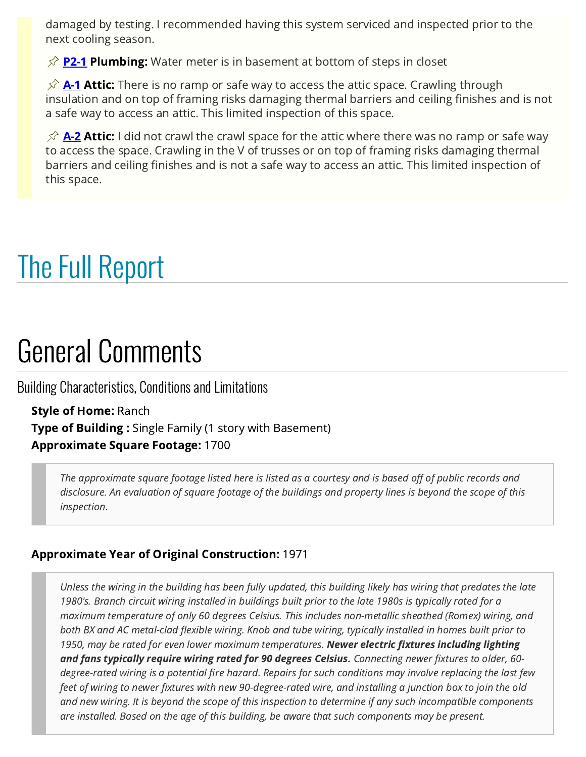damaged by testing. I recommended having this system serviced and inspected prior to the next cooling season.

📌 **P2-1** **Plumbing:** Water meter is in basement at bottom of steps in closet

📌 **A-1** **Attic:** There is no ramp or safe way to access the attic space. Crawling through insulation and on top of framing risks damaging thermal barriers and ceiling finishes and is not a safe way to access an attic. This limited inspection of this space.

📌 **A-2** **Attic:** I did not crawl the crawl space for the attic where there was no ramp or safe way to access the space. Crawling in the V of trusses or on top of framing risks damaging thermal barriers and ceiling finishes and is not a safe way to access an attic. This limited inspection of this space.

# The Full Report

# General Comments

## Building Characteristics, Conditions and Limitations

**Style of Home:** Ranch
**Type of Building :** Single Family (1 story with Basement)
**Approximate Square Footage:** 1700

> *The approximate square footage listed here is listed as a courtesy and is based off of public records and disclosure. An evaluation of square footage of the buildings and property lines is beyond the scope of this inspection.*

**Approximate Year of Original Construction:** 1971

> *Unless the wiring in the building has been fully updated, this building likely has wiring that predates the late 1980's. Branch circuit wiring installed in buildings built prior to the late 1980s is typically rated for a maximum temperature of only 60 degrees Celsius. This includes non-metallic sheathed (Romex) wiring, and both BX and AC metal-clad flexible wiring. Knob and tube wiring, typically installed in homes built prior to 1950, may be rated for even lower maximum temperatures.* ***Newer electric fixtures including lighting and fans typically require wiring rated for 90 degrees Celsius.*** *Connecting newer fixtures to older, 60-degree-rated wiring is a potential fire hazard. Repairs for such conditions may involve replacing the last few feet of wiring to newer fixtures with new 90-degree-rated wire, and installing a junction box to join the old and new wiring. It is beyond the scope of this inspection to determine if any such incompatible components are installed. Based on the age of this building, be aware that such components may be present.*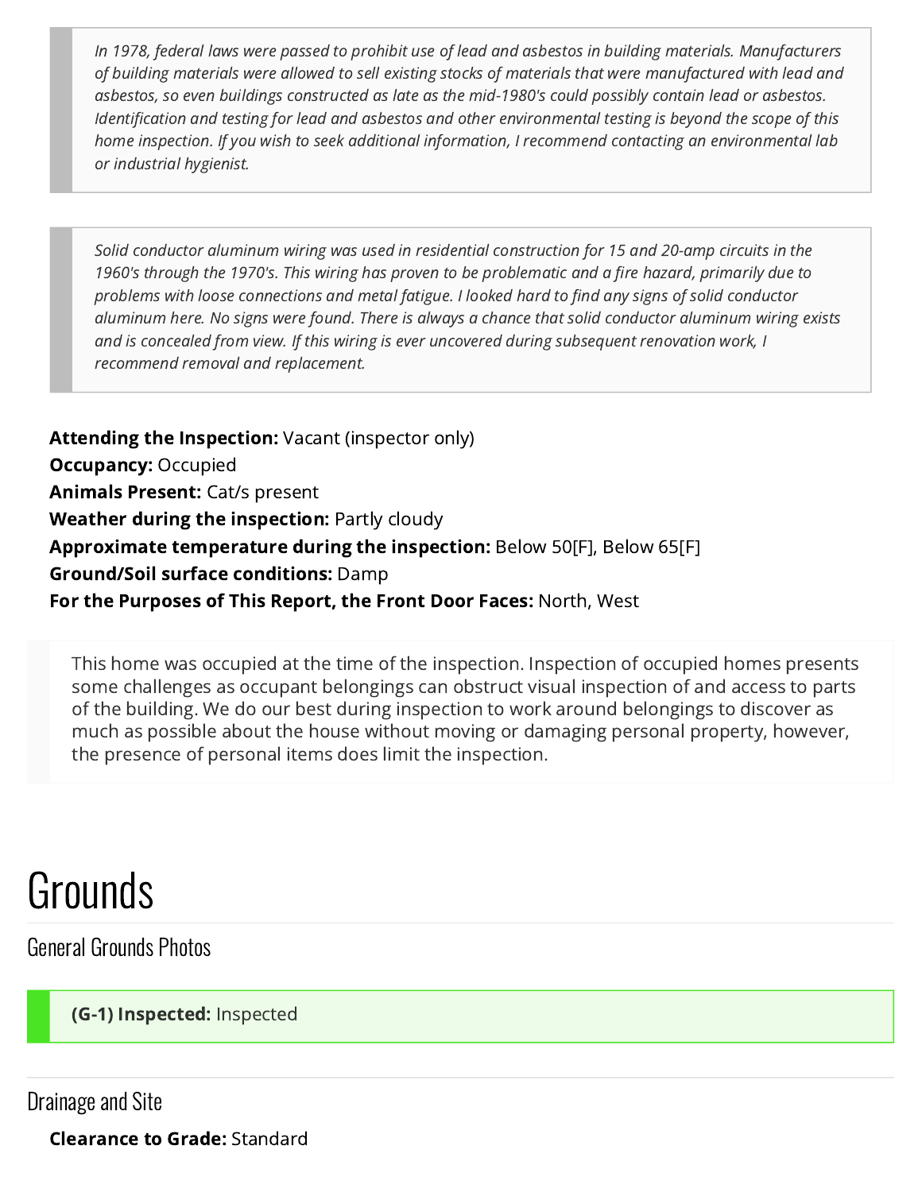> *In 1978, federal laws were passed to prohibit use of lead and asbestos in building materials. Manufacturers of building materials were allowed to sell existing stocks of materials that were manufactured with lead and asbestos, so even buildings constructed as late as the mid-1980's could possibly contain lead or asbestos. Identification and testing for lead and asbestos and other environmental testing is beyond the scope of this home inspection. If you wish to seek additional information, I recommend contacting an environmental lab or industrial hygienist.*

> *Solid conductor aluminum wiring was used in residential construction for 15 and 20-amp circuits in the 1960's through the 1970's. This wiring has proven to be problematic and a fire hazard, primarily due to problems with loose connections and metal fatigue. I looked hard to find any signs of solid conductor aluminum here. No signs were found. There is always a chance that solid conductor aluminum wiring exists and is concealed from view. If this wiring is ever uncovered during subsequent renovation work, I recommend removal and replacement.*

**Attending the Inspection:** Vacant (inspector only)
**Occupancy:** Occupied
**Animals Present:** Cat/s present
**Weather during the inspection:** Partly cloudy
**Approximate temperature during the inspection:** Below 50[F], Below 65[F]
**Ground/Soil surface conditions:** Damp
**For the Purposes of This Report, the Front Door Faces:** North, West

> This home was occupied at the time of the inspection. Inspection of occupied homes presents some challenges as occupant belongings can obstruct visual inspection of and access to parts of the building. We do our best during inspection to work around belongings to discover as much as possible about the house without moving or damaging personal property, however, the presence of personal items does limit the inspection.

# Grounds

## General Grounds Photos

**(G-1) Inspected:** Inspected

## Drainage and Site

**Clearance to Grade:** Standard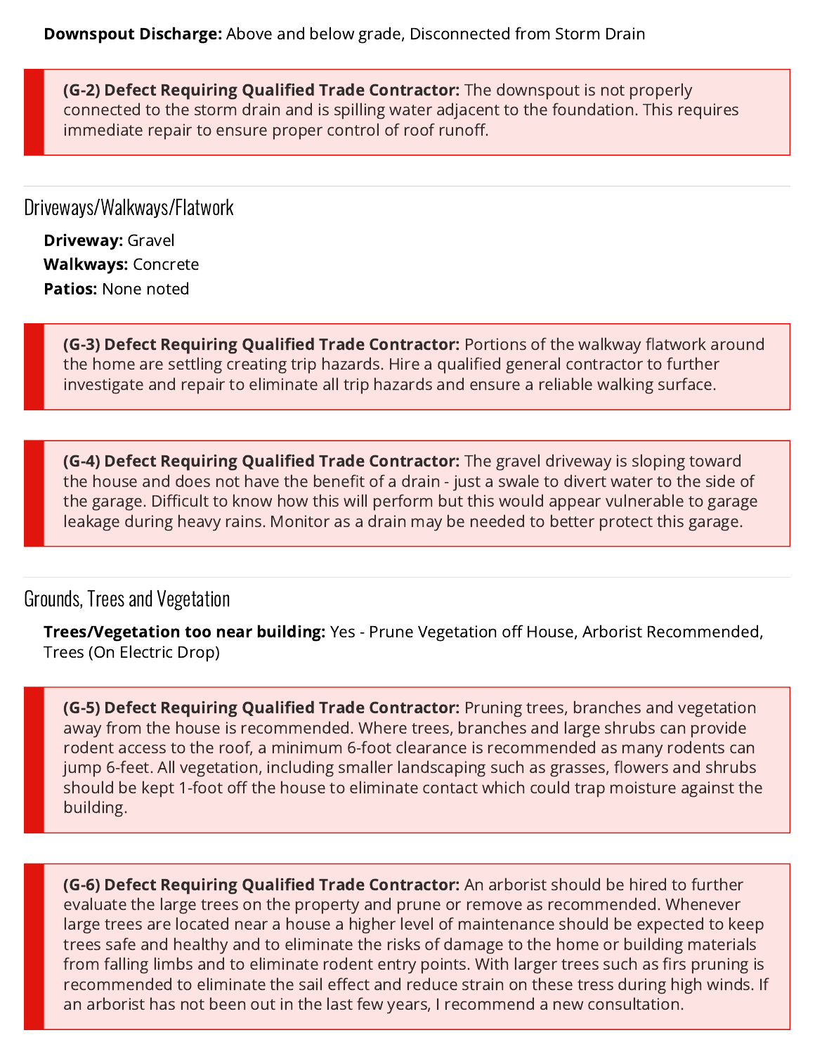**Downspout Discharge:** Above and below grade, Disconnected from Storm Drain

> **(G-2) Defect Requiring Qualified Trade Contractor:** The downspout is not properly connected to the storm drain and is spilling water adjacent to the foundation. This requires immediate repair to ensure proper control of roof runoff.

## Driveways/Walkways/Flatwork

**Driveway:** Gravel
**Walkways:** Concrete
**Patios:** None noted

> **(G-3) Defect Requiring Qualified Trade Contractor:** Portions of the walkway flatwork around the home are settling creating trip hazards. Hire a qualified general contractor to further investigate and repair to eliminate all trip hazards and ensure a reliable walking surface.

> **(G-4) Defect Requiring Qualified Trade Contractor:** The gravel driveway is sloping toward the house and does not have the benefit of a drain - just a swale to divert water to the side of the garage. Difficult to know how this will perform but this would appear vulnerable to garage leakage during heavy rains. Monitor as a drain may be needed to better protect this garage.

## Grounds, Trees and Vegetation

**Trees/Vegetation too near building:** Yes - Prune Vegetation off House, Arborist Recommended, Trees (On Electric Drop)

> **(G-5) Defect Requiring Qualified Trade Contractor:** Pruning trees, branches and vegetation away from the house is recommended. Where trees, branches and large shrubs can provide rodent access to the roof, a minimum 6-foot clearance is recommended as many rodents can jump 6-feet. All vegetation, including smaller landscaping such as grasses, flowers and shrubs should be kept 1-foot off the house to eliminate contact which could trap moisture against the building.

> **(G-6) Defect Requiring Qualified Trade Contractor:** An arborist should be hired to further evaluate the large trees on the property and prune or remove as recommended. Whenever large trees are located near a house a higher level of maintenance should be expected to keep trees safe and healthy and to eliminate the risks of damage to the home or building materials from falling limbs and to eliminate rodent entry points. With larger trees such as firs pruning is recommended to eliminate the sail effect and reduce strain on these tress during high winds. If an arborist has not been out in the last few years, I recommend a new consultation.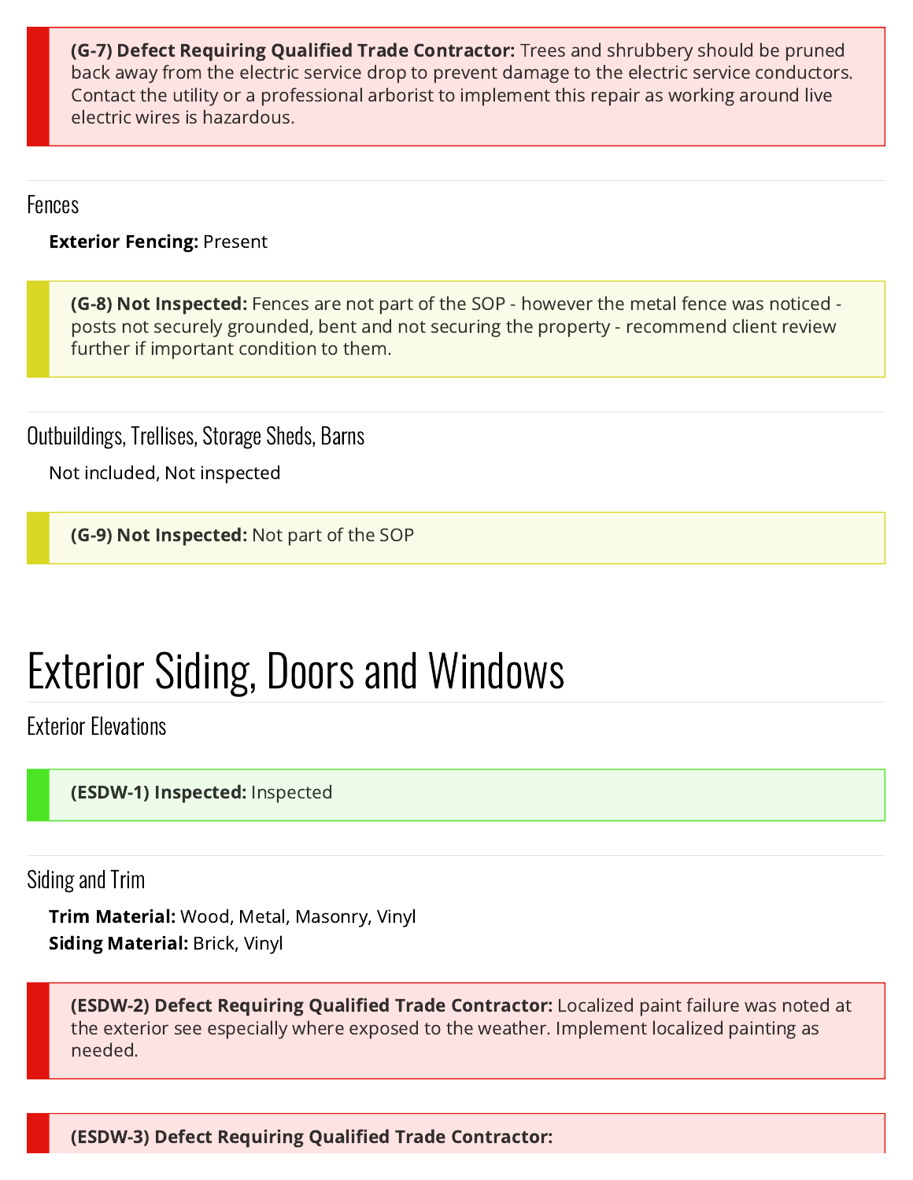**(G-7) Defect Requiring Qualified Trade Contractor:** Trees and shrubbery should be pruned back away from the electric service drop to prevent damage to the electric service conductors. Contact the utility or a professional arborist to implement this repair as working around live electric wires is hazardous.

### Fences

**Exterior Fencing:** Present

**(G-8) Not Inspected:** Fences are not part of the SOP - however the metal fence was noticed - posts not securely grounded, bent and not securing the property - recommend client review further if important condition to them.

### Outbuildings, Trellises, Storage Sheds, Barns

Not included, Not inspected

**(G-9) Not Inspected:** Not part of the SOP

# Exterior Siding, Doors and Windows

### Exterior Elevations

**(ESDW-1) Inspected:** Inspected

### Siding and Trim

**Trim Material:** Wood, Metal, Masonry, Vinyl
**Siding Material:** Brick, Vinyl

**(ESDW-2) Defect Requiring Qualified Trade Contractor:** Localized paint failure was noted at the exterior see especially where exposed to the weather. Implement localized painting as needed.

**(ESDW-3) Defect Requiring Qualified Trade Contractor:**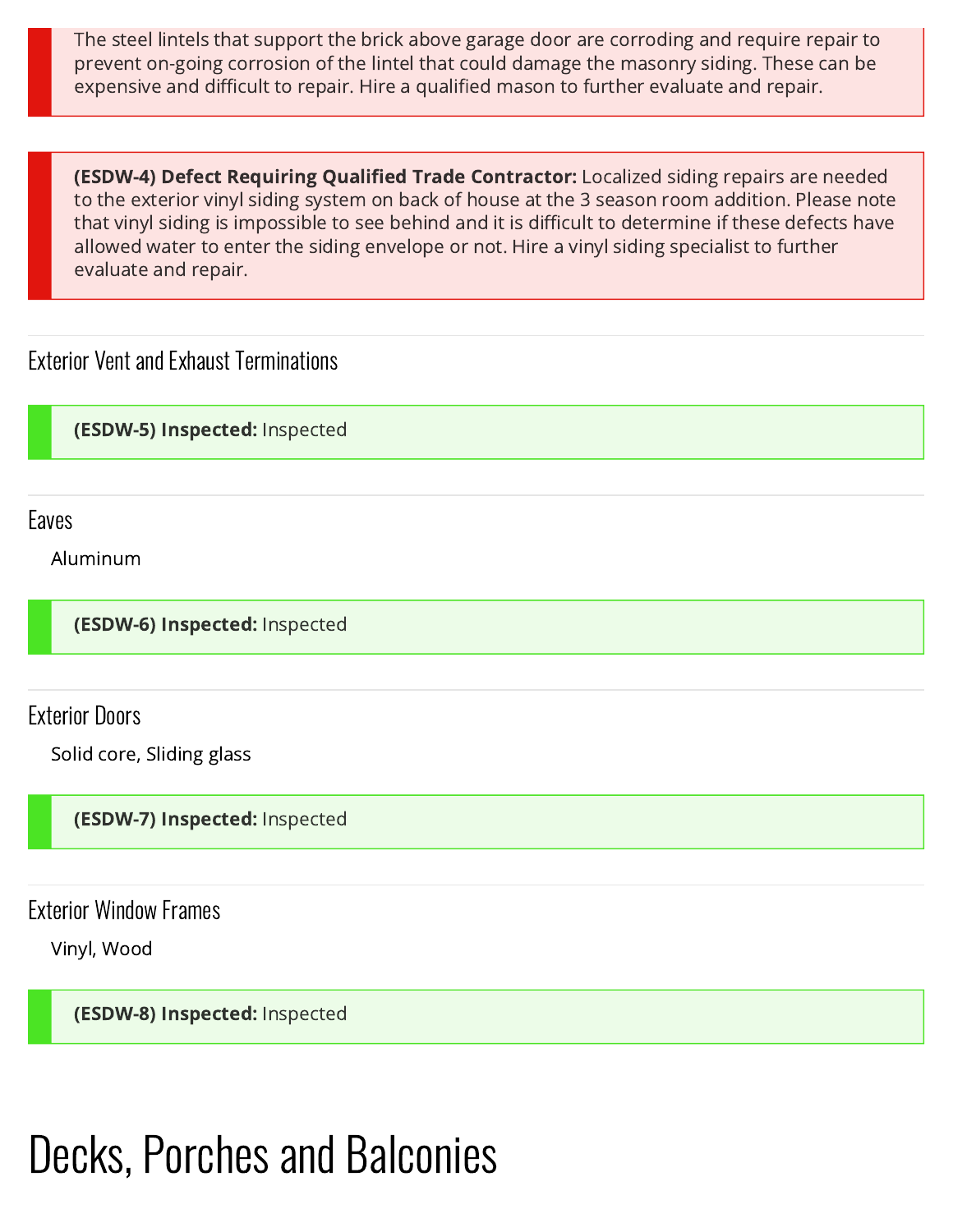The steel lintels that support the brick above garage door are corroding and require repair to prevent on-going corrosion of the lintel that could damage the masonry siding. These can be expensive and difficult to repair. Hire a qualified mason to further evaluate and repair.

**(ESDW-4) Defect Requiring Qualified Trade Contractor:** Localized siding repairs are needed to the exterior vinyl siding system on back of house at the 3 season room addition. Please note that vinyl siding is impossible to see behind and it is difficult to determine if these defects have allowed water to enter the siding envelope or not. Hire a vinyl siding specialist to further evaluate and repair.

### Exterior Vent and Exhaust Terminations

**(ESDW-5) Inspected:** Inspected

### Eaves

Aluminum

**(ESDW-6) Inspected:** Inspected

### Exterior Doors

Solid core, Sliding glass

**(ESDW-7) Inspected:** Inspected

### Exterior Window Frames

Vinyl, Wood

**(ESDW-8) Inspected:** Inspected

# Decks, Porches and Balconies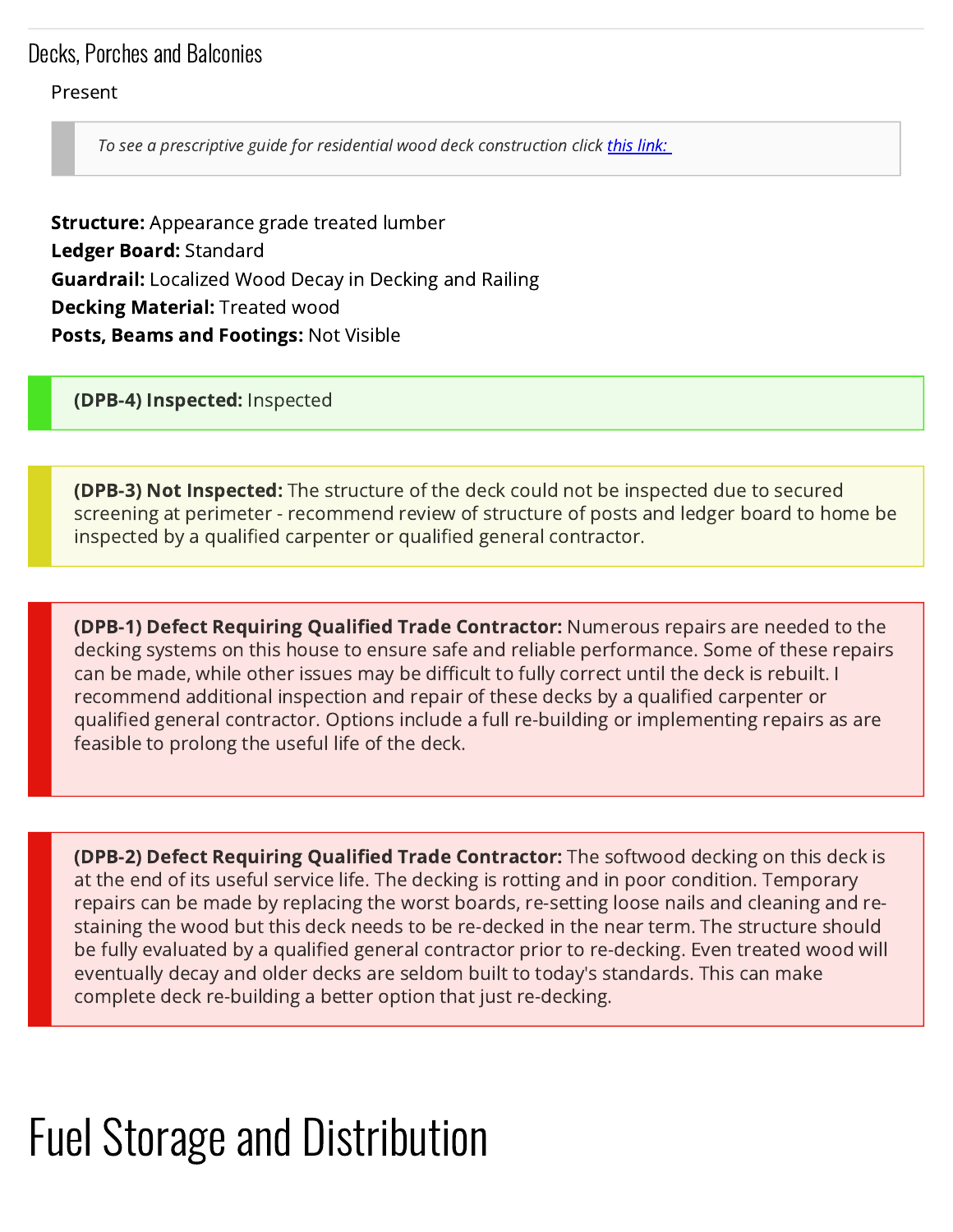## Decks, Porches and Balconies

Present

> *To see a prescriptive guide for residential wood deck construction click [this link:](#)*

**Structure:** Appearance grade treated lumber
**Ledger Board:** Standard
**Guardrail:** Localized Wood Decay in Decking and Railing
**Decking Material:** Treated wood
**Posts, Beams and Footings:** Not Visible

**(DPB-4) Inspected:** Inspected

**(DPB-3) Not Inspected:** The structure of the deck could not be inspected due to secured screening at perimeter - recommend review of structure of posts and ledger board to home be inspected by a qualified carpenter or qualified general contractor.

**(DPB-1) Defect Requiring Qualified Trade Contractor:** Numerous repairs are needed to the decking systems on this house to ensure safe and reliable performance. Some of these repairs can be made, while other issues may be difficult to fully correct until the deck is rebuilt. I recommend additional inspection and repair of these decks by a qualified carpenter or qualified general contractor. Options include a full re-building or implementing repairs as are feasible to prolong the useful life of the deck.

**(DPB-2) Defect Requiring Qualified Trade Contractor:** The softwood decking on this deck is at the end of its useful service life. The decking is rotting and in poor condition. Temporary repairs can be made by replacing the worst boards, re-setting loose nails and cleaning and re-staining the wood but this deck needs to be re-decked in the near term. The structure should be fully evaluated by a qualified general contractor prior to re-decking. Even treated wood will eventually decay and older decks are seldom built to today's standards. This can make complete deck re-building a better option that just re-decking.

# Fuel Storage and Distribution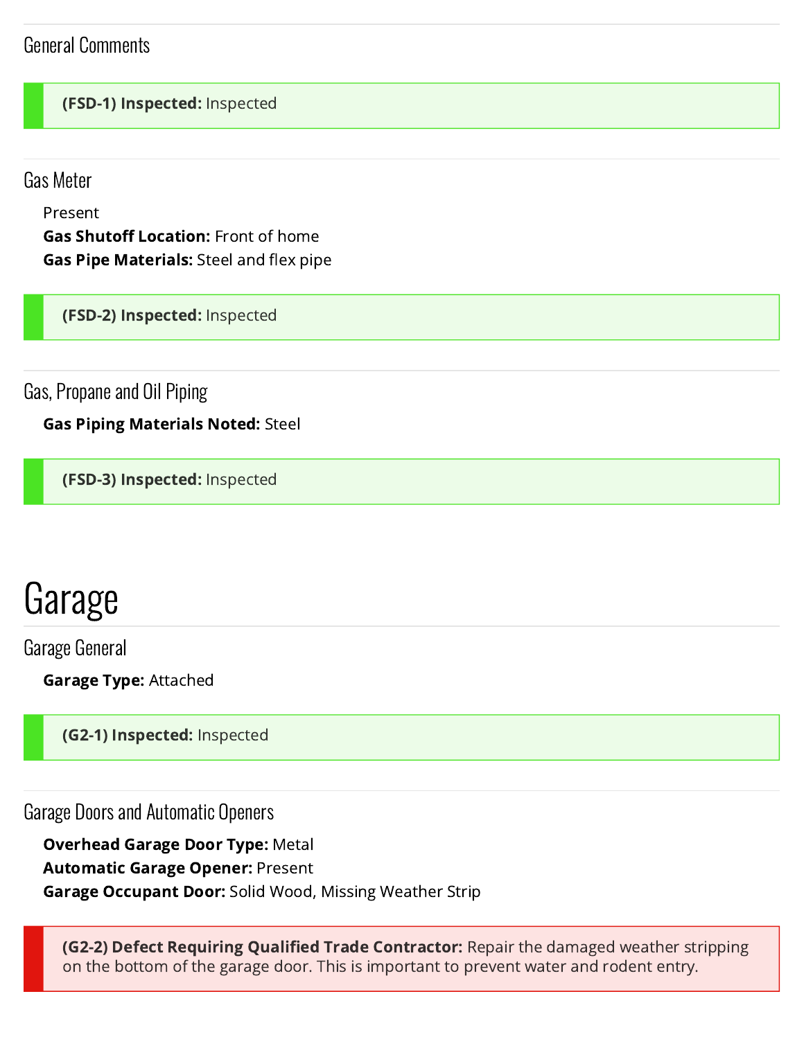### General Comments

**(FSD-1) Inspected:** Inspected

### Gas Meter

Present
**Gas Shutoff Location:** Front of home
**Gas Pipe Materials:** Steel and flex pipe

**(FSD-2) Inspected:** Inspected

### Gas, Propane and Oil Piping

**Gas Piping Materials Noted:** Steel

**(FSD-3) Inspected:** Inspected

# Garage

### Garage General

**Garage Type:** Attached

**(G2-1) Inspected:** Inspected

### Garage Doors and Automatic Openers

**Overhead Garage Door Type:** Metal
**Automatic Garage Opener:** Present
**Garage Occupant Door:** Solid Wood, Missing Weather Strip

**(G2-2) Defect Requiring Qualified Trade Contractor:** Repair the damaged weather stripping on the bottom of the garage door. This is important to prevent water and rodent entry.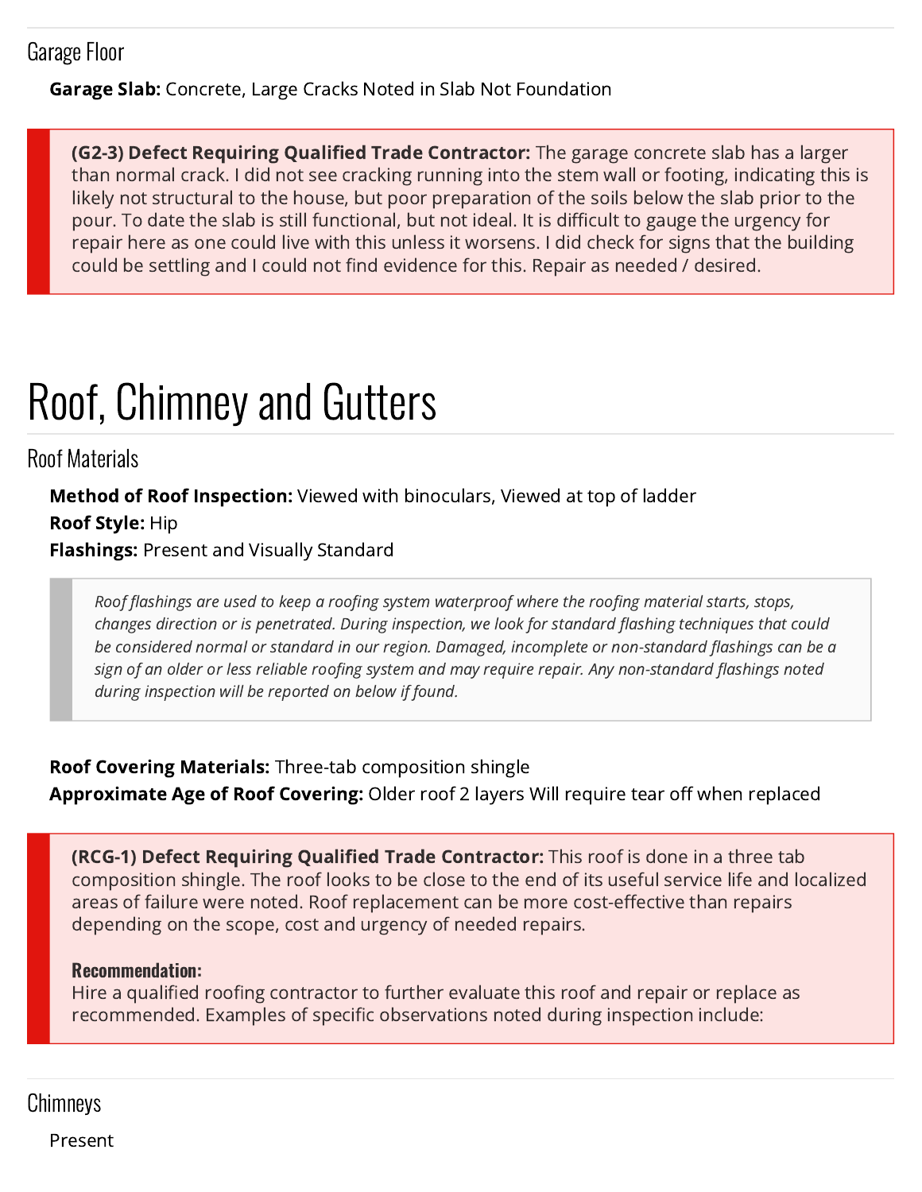### Garage Floor

**Garage Slab:** Concrete, Large Cracks Noted in Slab Not Foundation

> **(G2-3) Defect Requiring Qualified Trade Contractor:** The garage concrete slab has a larger than normal crack. I did not see cracking running into the stem wall or footing, indicating this is likely not structural to the house, but poor preparation of the soils below the slab prior to the pour. To date the slab is still functional, but not ideal. It is difficult to gauge the urgency for repair here as one could live with this unless it worsens. I did check for signs that the building could be settling and I could not find evidence for this. Repair as needed / desired.

# Roof, Chimney and Gutters

### Roof Materials

**Method of Roof Inspection:** Viewed with binoculars, Viewed at top of ladder
**Roof Style:** Hip
**Flashings:** Present and Visually Standard

> *Roof flashings are used to keep a roofing system waterproof where the roofing material starts, stops, changes direction or is penetrated. During inspection, we look for standard flashing techniques that could be considered normal or standard in our region. Damaged, incomplete or non-standard flashings can be a sign of an older or less reliable roofing system and may require repair. Any non-standard flashings noted during inspection will be reported on below if found.*

**Roof Covering Materials:** Three-tab composition shingle
**Approximate Age of Roof Covering:** Older roof 2 layers Will require tear off when replaced

> **(RCG-1) Defect Requiring Qualified Trade Contractor:** This roof is done in a three tab composition shingle. The roof looks to be close to the end of its useful service life and localized areas of failure were noted. Roof replacement can be more cost-effective than repairs depending on the scope, cost and urgency of needed repairs.
>
> **Recommendation:**
> Hire a qualified roofing contractor to further evaluate this roof and repair or replace as recommended. Examples of specific observations noted during inspection include:

### Chimneys

Present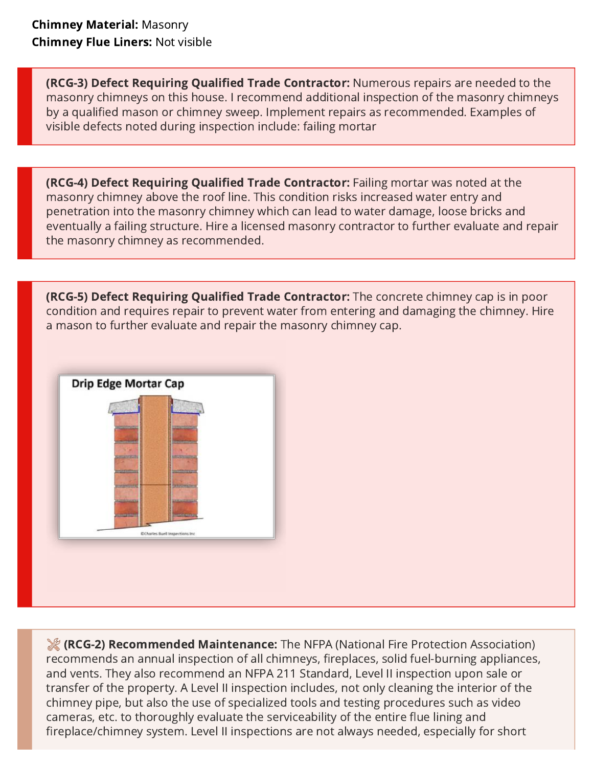**Chimney Material:** Masonry
**Chimney Flue Liners:** Not visible

**(RCG-3) Defect Requiring Qualified Trade Contractor:** Numerous repairs are needed to the masonry chimneys on this house. I recommend additional inspection of the masonry chimneys by a qualified mason or chimney sweep. Implement repairs as recommended. Examples of visible defects noted during inspection include: failing mortar

**(RCG-4) Defect Requiring Qualified Trade Contractor:** Failing mortar was noted at the masonry chimney above the roof line. This condition risks increased water entry and penetration into the masonry chimney which can lead to water damage, loose bricks and eventually a failing structure. Hire a licensed masonry contractor to further evaluate and repair the masonry chimney as recommended.

**(RCG-5) Defect Requiring Qualified Trade Contractor:** The concrete chimney cap is in poor condition and requires repair to prevent water from entering and damaging the chimney. Hire a mason to further evaluate and repair the masonry chimney cap.

Drip Edge Mortar Cap

©Charles Buell Inspections Inc

**(RCG-2) Recommended Maintenance:** The NFPA (National Fire Protection Association) recommends an annual inspection of all chimneys, fireplaces, solid fuel-burning appliances, and vents. They also recommend an NFPA 211 Standard, Level II inspection upon sale or transfer of the property. A Level II inspection includes, not only cleaning the interior of the chimney pipe, but also the use of specialized tools and testing procedures such as video cameras, etc. to thoroughly evaluate the serviceability of the entire flue lining and fireplace/chimney system. Level II inspections are not always needed, especially for short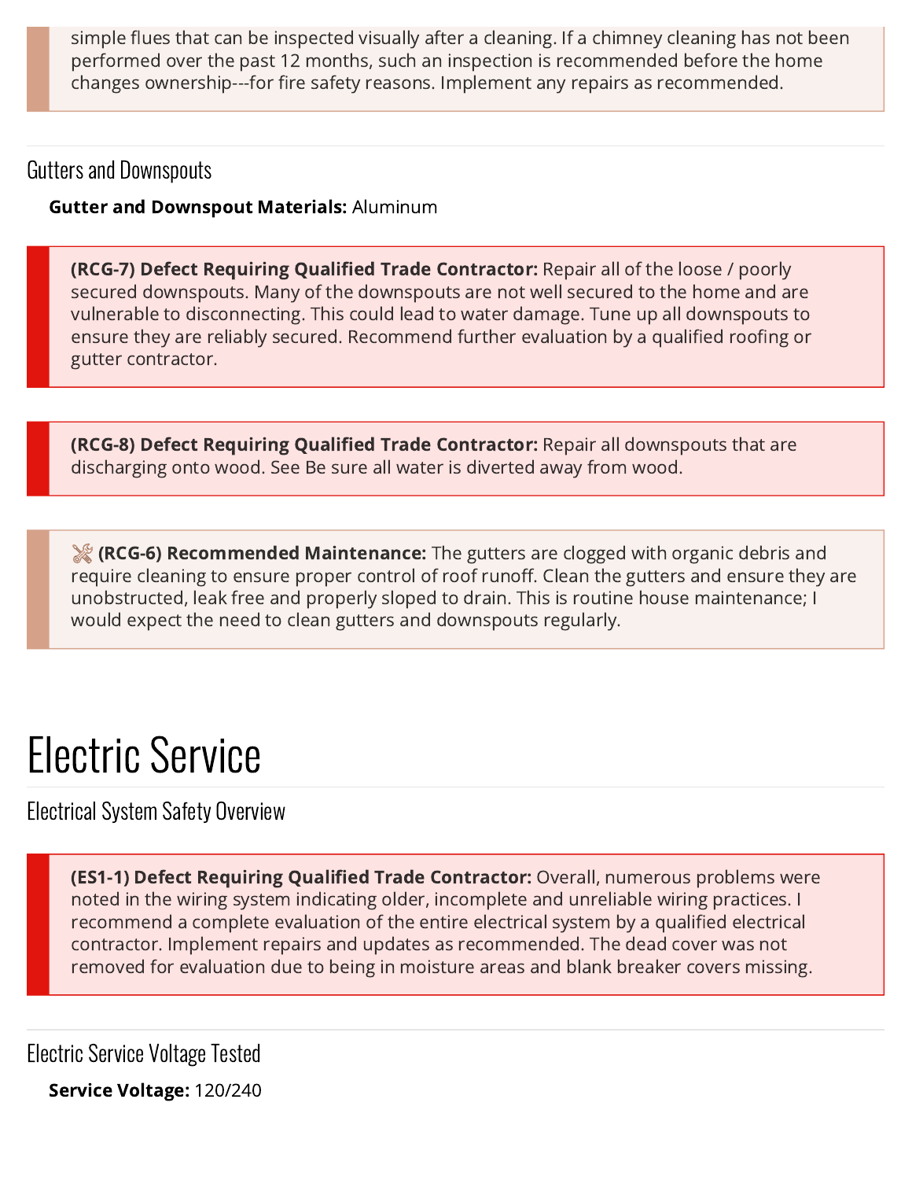simple flues that can be inspected visually after a cleaning. If a chimney cleaning has not been performed over the past 12 months, such an inspection is recommended before the home changes ownership---for fire safety reasons. Implement any repairs as recommended.

### Gutters and Downspouts

**Gutter and Downspout Materials:** Aluminum

**(RCG-7) Defect Requiring Qualified Trade Contractor:** Repair all of the loose / poorly secured downspouts. Many of the downspouts are not well secured to the home and are vulnerable to disconnecting. This could lead to water damage. Tune up all downspouts to ensure they are reliably secured. Recommend further evaluation by a qualified roofing or gutter contractor.

**(RCG-8) Defect Requiring Qualified Trade Contractor:** Repair all downspouts that are discharging onto wood. See Be sure all water is diverted away from wood.

**(RCG-6) Recommended Maintenance:** The gutters are clogged with organic debris and require cleaning to ensure proper control of roof runoff. Clean the gutters and ensure they are unobstructed, leak free and properly sloped to drain. This is routine house maintenance; I would expect the need to clean gutters and downspouts regularly.

# Electric Service

### Electrical System Safety Overview

**(ES1-1) Defect Requiring Qualified Trade Contractor:** Overall, numerous problems were noted in the wiring system indicating older, incomplete and unreliable wiring practices. I recommend a complete evaluation of the entire electrical system by a qualified electrical contractor. Implement repairs and updates as recommended. The dead cover was not removed for evaluation due to being in moisture areas and blank breaker covers missing.

### Electric Service Voltage Tested

**Service Voltage:** 120/240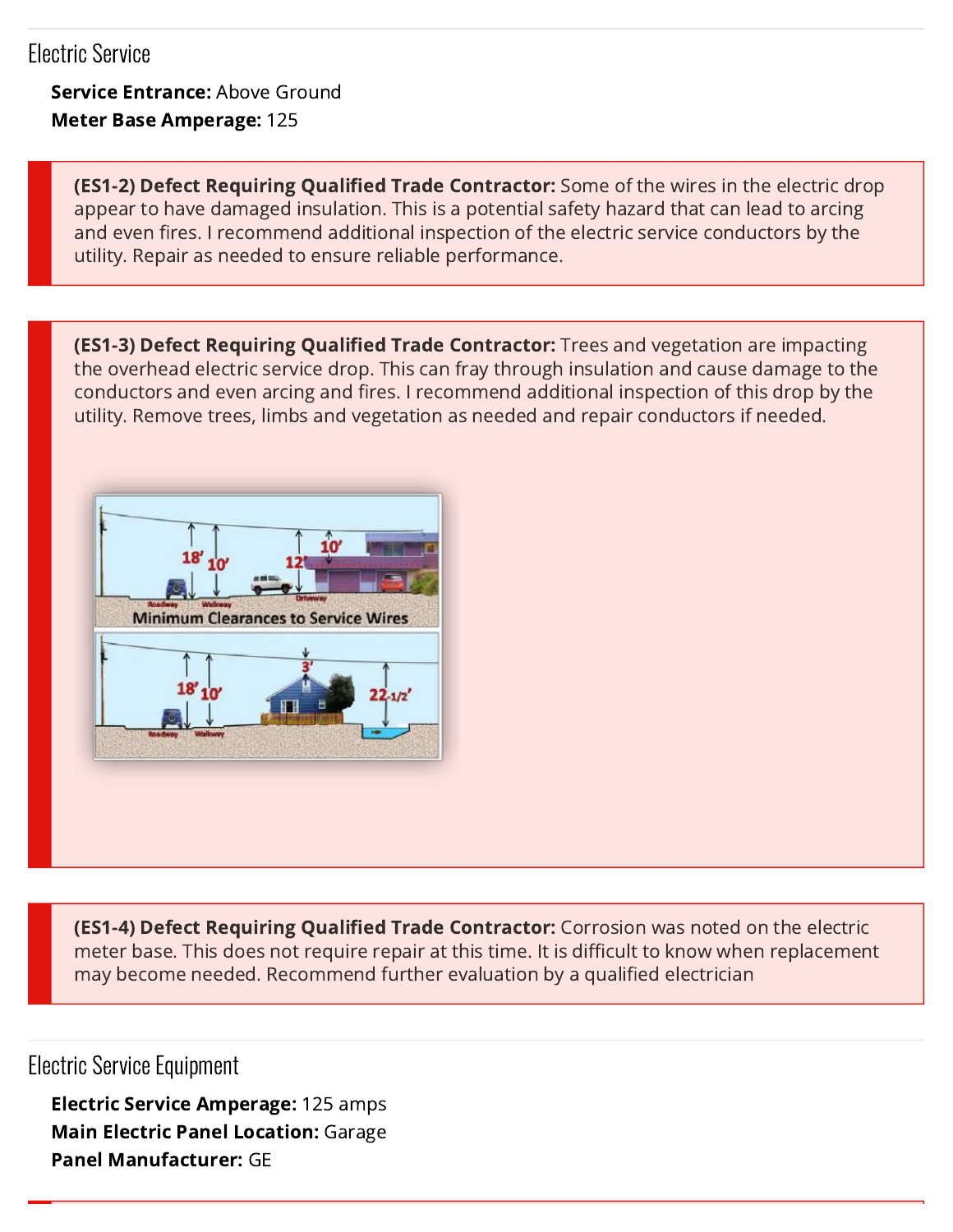## Electric Service

**Service Entrance:** Above Ground
**Meter Base Amperage:** 125

**(ES1-2) Defect Requiring Qualified Trade Contractor:** Some of the wires in the electric drop appear to have damaged insulation. This is a potential safety hazard that can lead to arcing and even fires. I recommend additional inspection of the electric service conductors by the utility. Repair as needed to ensure reliable performance.

**(ES1-3) Defect Requiring Qualified Trade Contractor:** Trees and vegetation are impacting the overhead electric service drop. This can fray through insulation and cause damage to the conductors and even arcing and fires. I recommend additional inspection of this drop by the utility. Remove trees, limbs and vegetation as needed and repair conductors if needed.

**(ES1-4) Defect Requiring Qualified Trade Contractor:** Corrosion was noted on the electric meter base. This does not require repair at this time. It is difficult to know when replacement may become needed. Recommend further evaluation by a qualified electrician

## Electric Service Equipment

**Electric Service Amperage:** 125 amps
**Main Electric Panel Location:** Garage
**Panel Manufacturer:** GE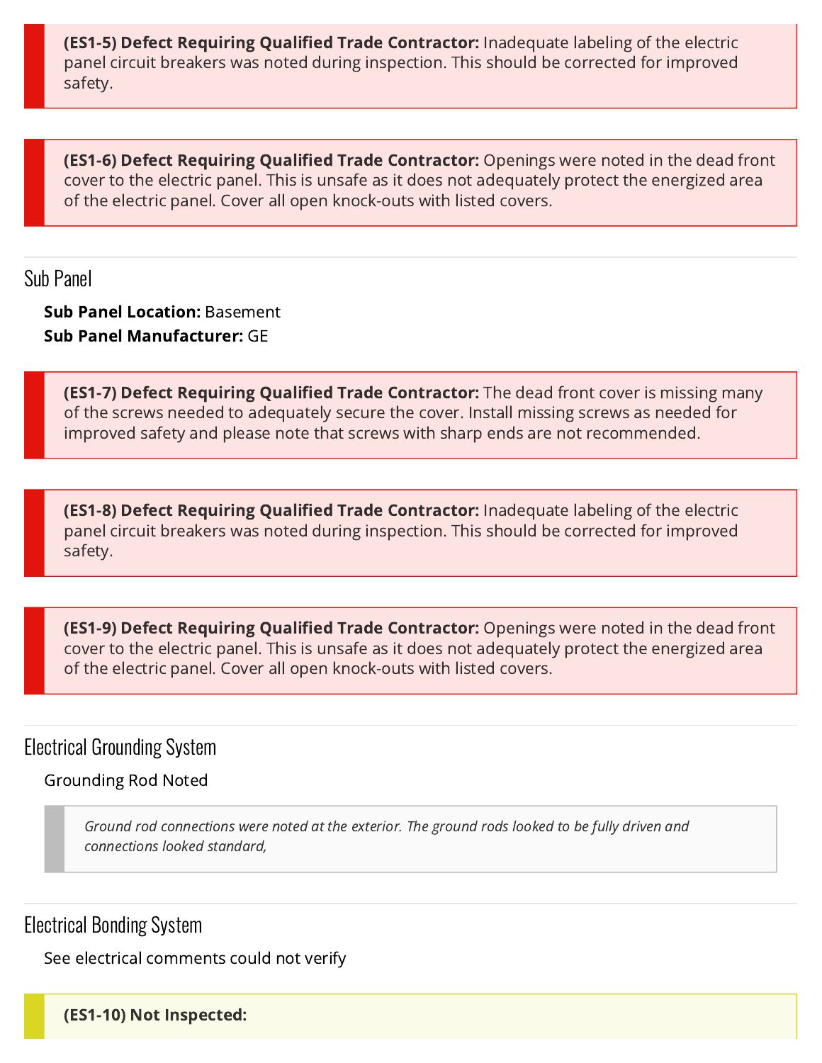**(ES1-5) Defect Requiring Qualified Trade Contractor:** Inadequate labeling of the electric panel circuit breakers was noted during inspection. This should be corrected for improved safety.

**(ES1-6) Defect Requiring Qualified Trade Contractor:** Openings were noted in the dead front cover to the electric panel. This is unsafe as it does not adequately protect the energized area of the electric panel. Cover all open knock-outs with listed covers.

## Sub Panel

**Sub Panel Location:** Basement
**Sub Panel Manufacturer:** GE

**(ES1-7) Defect Requiring Qualified Trade Contractor:** The dead front cover is missing many of the screws needed to adequately secure the cover. Install missing screws as needed for improved safety and please note that screws with sharp ends are not recommended.

**(ES1-8) Defect Requiring Qualified Trade Contractor:** Inadequate labeling of the electric panel circuit breakers was noted during inspection. This should be corrected for improved safety.

**(ES1-9) Defect Requiring Qualified Trade Contractor:** Openings were noted in the dead front cover to the electric panel. This is unsafe as it does not adequately protect the energized area of the electric panel. Cover all open knock-outs with listed covers.

## Electrical Grounding System

Grounding Rod Noted

*Ground rod connections were noted at the exterior. The ground rods looked to be fully driven and connections looked standard,*

## Electrical Bonding System

See electrical comments could not verify

**(ES1-10) Not Inspected:**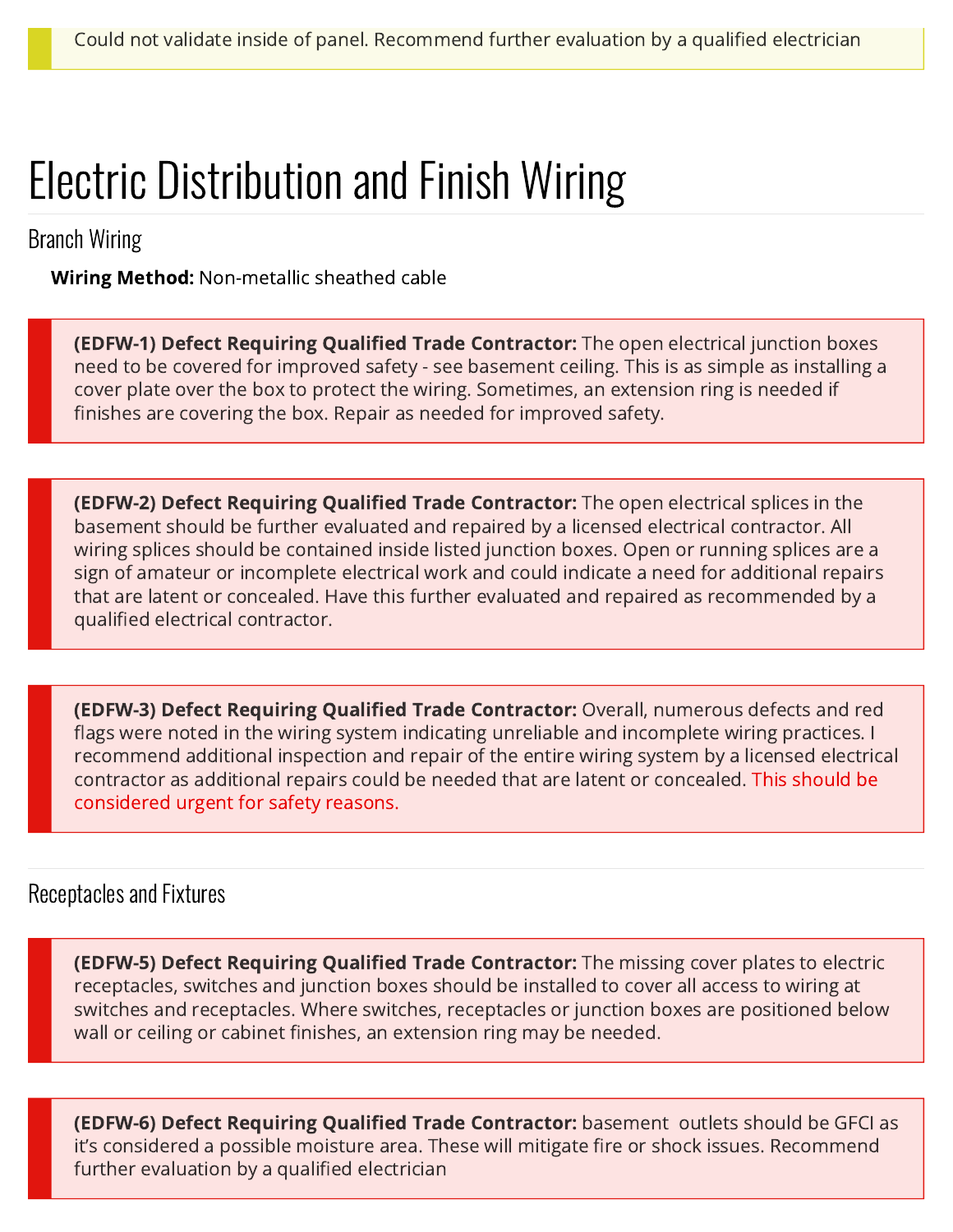Could not validate inside of panel. Recommend further evaluation by a qualified electrician

# Electric Distribution and Finish Wiring

## Branch Wiring

**Wiring Method:** Non-metallic sheathed cable

**(EDFW-1) Defect Requiring Qualified Trade Contractor:** The open electrical junction boxes need to be covered for improved safety - see basement ceiling. This is as simple as installing a cover plate over the box to protect the wiring. Sometimes, an extension ring is needed if finishes are covering the box. Repair as needed for improved safety.

**(EDFW-2) Defect Requiring Qualified Trade Contractor:** The open electrical splices in the basement should be further evaluated and repaired by a licensed electrical contractor. All wiring splices should be contained inside listed junction boxes. Open or running splices are a sign of amateur or incomplete electrical work and could indicate a need for additional repairs that are latent or concealed. Have this further evaluated and repaired as recommended by a qualified electrical contractor.

**(EDFW-3) Defect Requiring Qualified Trade Contractor:** Overall, numerous defects and red flags were noted in the wiring system indicating unreliable and incomplete wiring practices. I recommend additional inspection and repair of the entire wiring system by a licensed electrical contractor as additional repairs could be needed that are latent or concealed. This should be considered urgent for safety reasons.

## Receptacles and Fixtures

**(EDFW-5) Defect Requiring Qualified Trade Contractor:** The missing cover plates to electric receptacles, switches and junction boxes should be installed to cover all access to wiring at switches and receptacles. Where switches, receptacles or junction boxes are positioned below wall or ceiling or cabinet finishes, an extension ring may be needed.

**(EDFW-6) Defect Requiring Qualified Trade Contractor:** basement outlets should be GFCI as it's considered a possible moisture area. These will mitigate fire or shock issues. Recommend further evaluation by a qualified electrician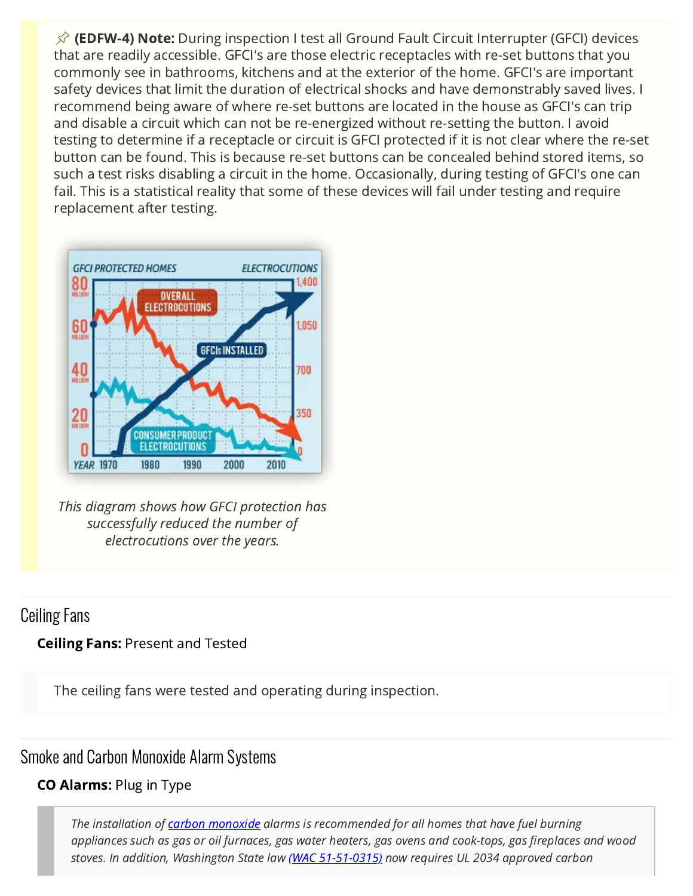**(EDFW-4) Note:** During inspection I test all Ground Fault Circuit Interrupter (GFCI) devices that are readily accessible. GFCI's are those electric receptacles with re-set buttons that you commonly see in bathrooms, kitchens and at the exterior of the home. GFCI's are important safety devices that limit the duration of electrical shocks and have demonstrably saved lives. I recommend being aware of where re-set buttons are located in the house as GFCI's can trip and disable a circuit which can not be re-energized without re-setting the button. I avoid testing to determine if a receptacle or circuit is GFCI protected if it is not clear where the re-set button can be found. This is because re-set buttons can be concealed behind stored items, so such a test risks disabling a circuit in the home. Occasionally, during testing of GFCI's one can fail. This is a statistical reality that some of these devices will fail under testing and require replacement after testing.

*This diagram shows how GFCI protection has successfully reduced the number of electrocutions over the years.*

## Ceiling Fans

**Ceiling Fans:** Present and Tested

The ceiling fans were tested and operating during inspection.

## Smoke and Carbon Monoxide Alarm Systems

**CO Alarms:** Plug in Type

*The installation of carbon monoxide alarms is recommended for all homes that have fuel burning appliances such as gas or oil furnaces, gas water heaters, gas ovens and cook-tops, gas fireplaces and wood stoves. In addition, Washington State law (WAC 51-51-0315) now requires UL 2034 approved carbon*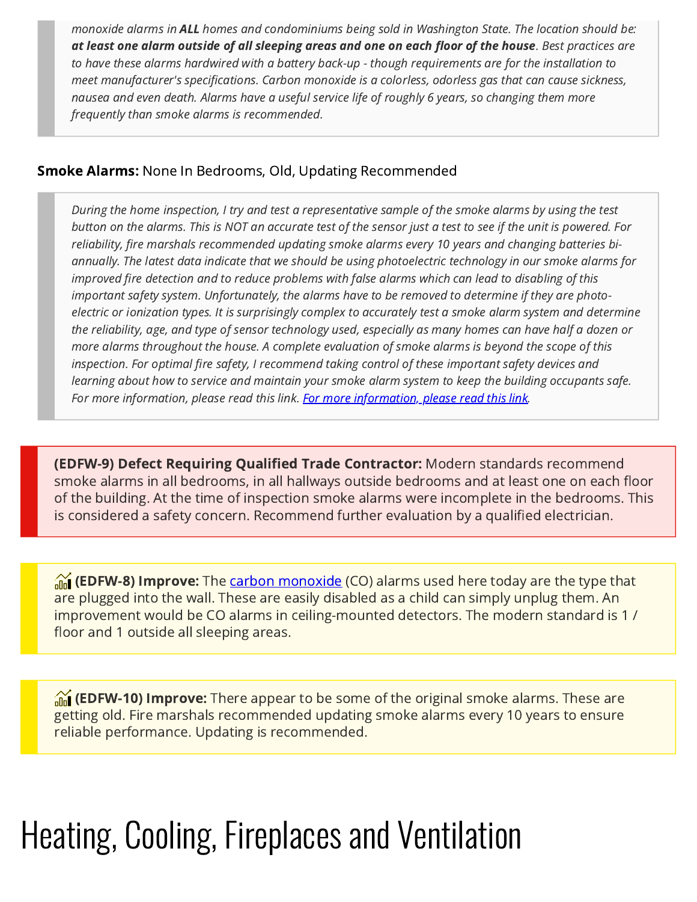*monoxide alarms in **ALL** homes and condominiums being sold in Washington State. The location should be: **at least one alarm outside of all sleeping areas and one on each floor of the house**. Best practices are to have these alarms hardwired with a battery back-up - though requirements are for the installation to meet manufacturer's specifications. Carbon monoxide is a colorless, odorless gas that can cause sickness, nausea and even death. Alarms have a useful service life of roughly 6 years, so changing them more frequently than smoke alarms is recommended.*

**Smoke Alarms:** None In Bedrooms, Old, Updating Recommended

*During the home inspection, I try and test a representative sample of the smoke alarms by using the test button on the alarms. This is NOT an accurate test of the sensor just a test to see if the unit is powered. For reliability, fire marshals recommended updating smoke alarms every 10 years and changing batteries bi-annually. The latest data indicate that we should be using photoelectric technology in our smoke alarms for improved fire detection and to reduce problems with false alarms which can lead to disabling of this important safety system. Unfortunately, the alarms have to be removed to determine if they are photo-electric or ionization types. It is surprisingly complex to accurately test a smoke alarm system and determine the reliability, age, and type of sensor technology used, especially as many homes can have half a dozen or more alarms throughout the house. A complete evaluation of smoke alarms is beyond the scope of this inspection. For optimal fire safety, I recommend taking control of these important safety devices and learning about how to service and maintain your smoke alarm system to keep the building occupants safe. For more information, please read this link. For more information, please read this link.*

**(EDFW-9) Defect Requiring Qualified Trade Contractor:** Modern standards recommend smoke alarms in all bedrooms, in all hallways outside bedrooms and at least one on each floor of the building. At the time of inspection smoke alarms were incomplete in the bedrooms. This is considered a safety concern. Recommend further evaluation by a qualified electrician.

**(EDFW-8) Improve:** The carbon monoxide (CO) alarms used here today are the type that are plugged into the wall. These are easily disabled as a child can simply unplug them. An improvement would be CO alarms in ceiling-mounted detectors. The modern standard is 1 / floor and 1 outside all sleeping areas.

**(EDFW-10) Improve:** There appear to be some of the original smoke alarms. These are getting old. Fire marshals recommended updating smoke alarms every 10 years to ensure reliable performance. Updating is recommended.

# Heating, Cooling, Fireplaces and Ventilation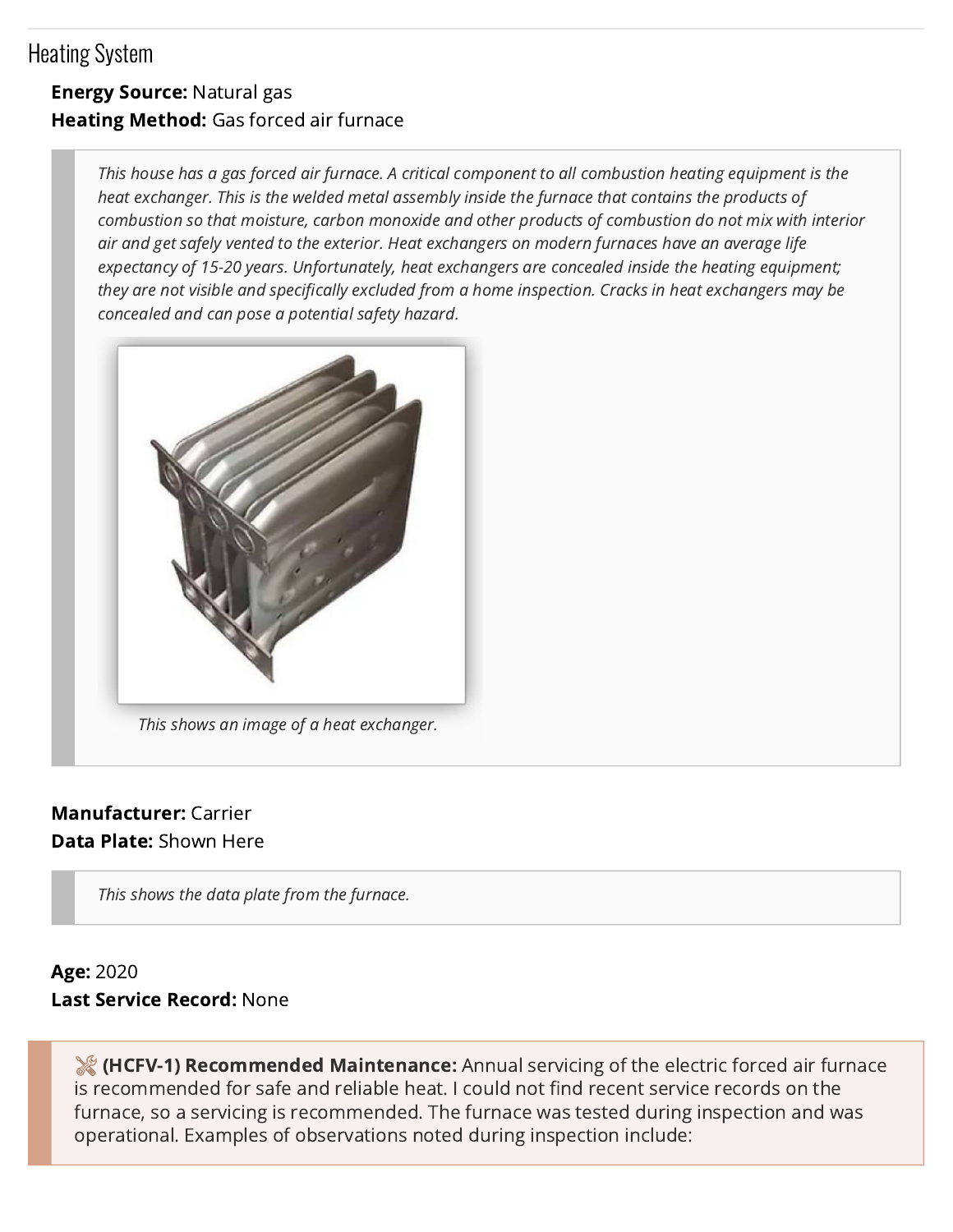## Heading System

**Energy Source:** Natural gas
**Heating Method:** Gas forced air furnace

> *This house has a gas forced air furnace. A critical component to all combustion heating equipment is the heat exchanger. This is the welded metal assembly inside the furnace that contains the products of combustion so that moisture, carbon monoxide and other products of combustion do not mix with interior air and get safely vented to the exterior. Heat exchangers on modern furnaces have an average life expectancy of 15-20 years. Unfortunately, heat exchangers are concealed inside the heating equipment; they are not visible and specifically excluded from a home inspection. Cracks in heat exchangers may be concealed and can pose a potential safety hazard.*
>
> *This shows an image of a heat exchanger.*

**Manufacturer:** Carrier
**Data Plate:** Shown Here

> *This shows the data plate from the furnace.*

**Age:** 2020
**Last Service Record:** None

> **(HCFV-1) Recommended Maintenance:** Annual servicing of the electric forced air furnace is recommended for safe and reliable heat. I could not find recent service records on the furnace, so a servicing is recommended. The furnace was tested during inspection and was operational. Examples of observations noted during inspection include: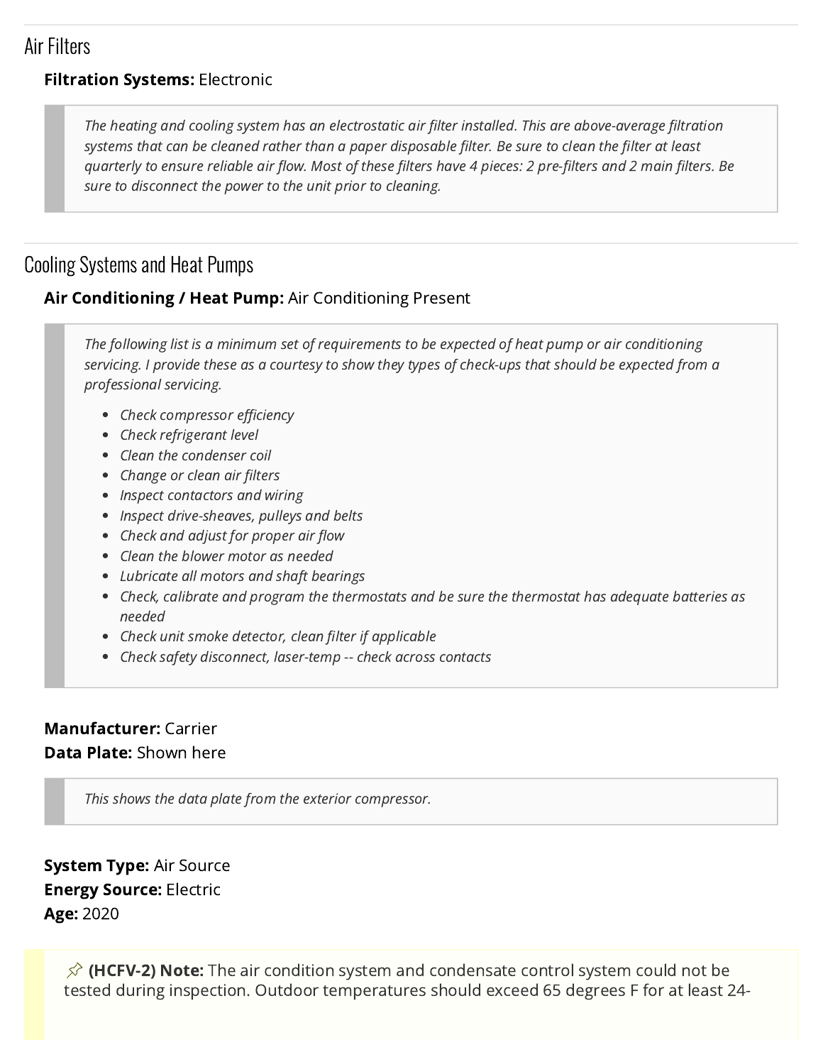## Air Filters

**Filtration Systems:** Electronic

> *The heating and cooling system has an electrostatic air filter installed. This are above-average filtration systems that can be cleaned rather than a paper disposable filter. Be sure to clean the filter at least quarterly to ensure reliable air flow. Most of these filters have 4 pieces: 2 pre-filters and 2 main filters. Be sure to disconnect the power to the unit prior to cleaning.*

## Cooling Systems and Heat Pumps

**Air Conditioning / Heat Pump:** Air Conditioning Present

> *The following list is a minimum set of requirements to be expected of heat pump or air conditioning servicing. I provide these as a courtesy to show they types of check-ups that should be expected from a professional servicing.*
>
> - *Check compressor efficiency*
> - *Check refrigerant level*
> - *Clean the condenser coil*
> - *Change or clean air filters*
> - *Inspect contactors and wiring*
> - *Inspect drive-sheaves, pulleys and belts*
> - *Check and adjust for proper air flow*
> - *Clean the blower motor as needed*
> - *Lubricate all motors and shaft bearings*
> - *Check, calibrate and program the thermostats and be sure the thermostat has adequate batteries as needed*
> - *Check unit smoke detector, clean filter if applicable*
> - *Check safety disconnect, laser-temp -- check across contacts*

**Manufacturer:** Carrier
**Data Plate:** Shown here

> *This shows the data plate from the exterior compressor.*

**System Type:** Air Source
**Energy Source:** Electric
**Age:** 2020

**(HCFV-2) Note:** The air condition system and condensate control system could not be tested during inspection. Outdoor temperatures should exceed 65 degrees F for at least 24-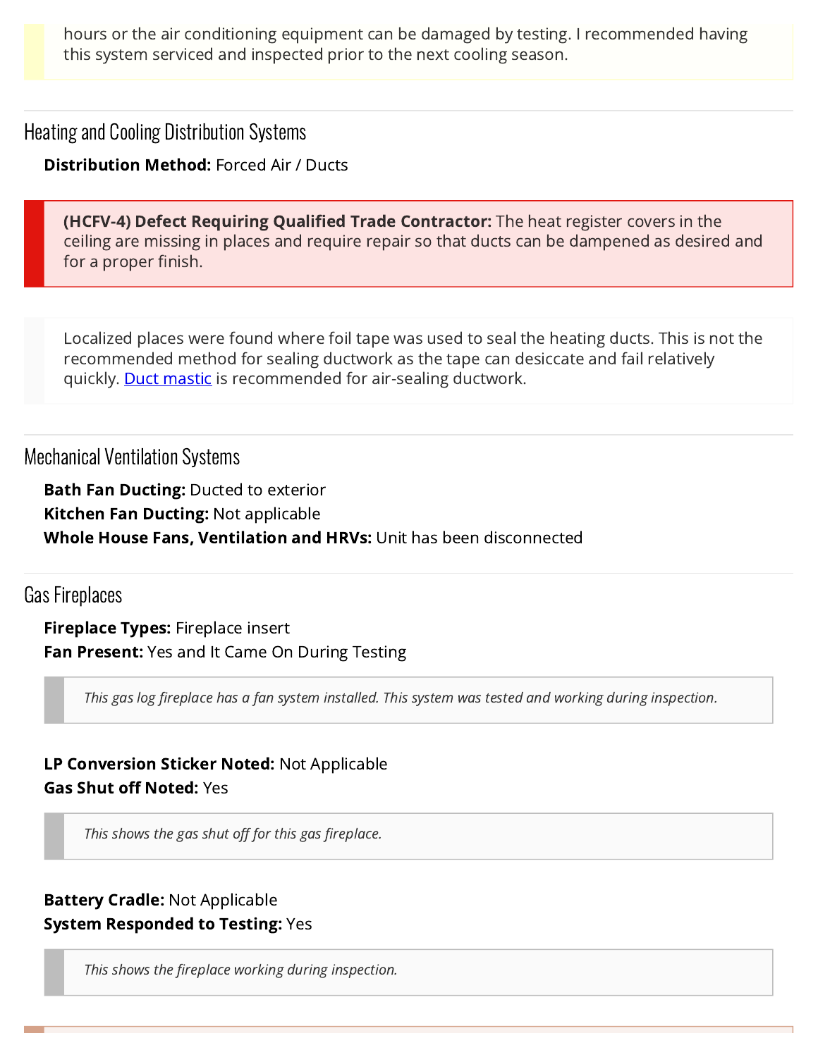hours or the air conditioning equipment can be damaged by testing. I recommended having this system serviced and inspected prior to the next cooling season.

## Heating and Cooling Distribution Systems

**Distribution Method:** Forced Air / Ducts

**(HCFV-4) Defect Requiring Qualified Trade Contractor:** The heat register covers in the ceiling are missing in places and require repair so that ducts can be dampened as desired and for a proper finish.

Localized places were found where foil tape was used to seal the heating ducts. This is not the recommended method for sealing ductwork as the tape can desiccate and fail relatively quickly. Duct mastic is recommended for air-sealing ductwork.

## Mechanical Ventilation Systems

**Bath Fan Ducting:** Ducted to exterior
**Kitchen Fan Ducting:** Not applicable
**Whole House Fans, Ventilation and HRVs:** Unit has been disconnected

## Gas Fireplaces

**Fireplace Types:** Fireplace insert
**Fan Present:** Yes and It Came On During Testing

*This gas log fireplace has a fan system installed. This system was tested and working during inspection.*

**LP Conversion Sticker Noted:** Not Applicable
**Gas Shut off Noted:** Yes

*This shows the gas shut off for this gas fireplace.*

**Battery Cradle:** Not Applicable
**System Responded to Testing:** Yes

*This shows the fireplace working during inspection.*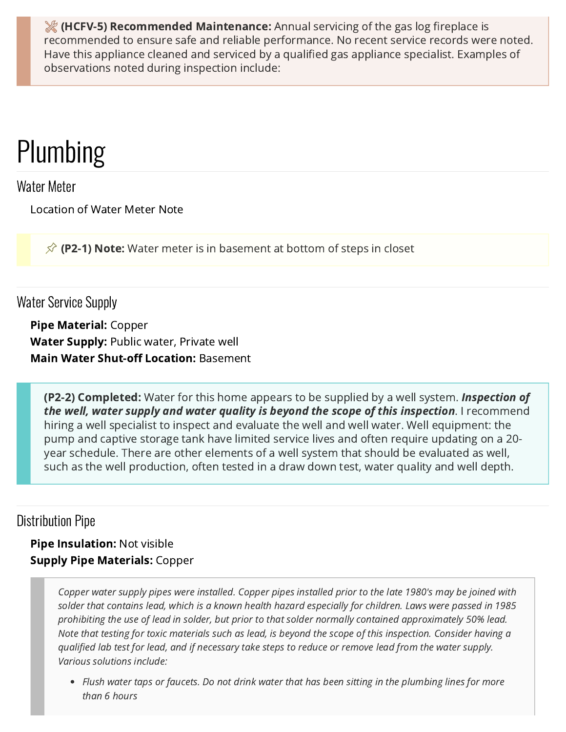🛠 **(HCFV-5) Recommended Maintenance:** Annual servicing of the gas log fireplace is recommended to ensure safe and reliable performance. No recent service records were noted. Have this appliance cleaned and serviced by a qualified gas appliance specialist. Examples of observations noted during inspection include:

# Plumbing

## Water Meter

Location of Water Meter Note

📌 **(P2-1) Note:** Water meter is in basement at bottom of steps in closet

## Water Service Supply

**Pipe Material:** Copper
**Water Supply:** Public water, Private well
**Main Water Shut-off Location:** Basement

**(P2-2) Completed:** Water for this home appears to be supplied by a well system. ***Inspection of the well, water supply and water quality is beyond the scope of this inspection***. I recommend hiring a well specialist to inspect and evaluate the well and well water. Well equipment: the pump and captive storage tank have limited service lives and often require updating on a 20-year schedule. There are other elements of a well system that should be evaluated as well, such as the well production, often tested in a draw down test, water quality and well depth.

## Distribution Pipe

**Pipe Insulation:** Not visible
**Supply Pipe Materials:** Copper

*Copper water supply pipes were installed. Copper pipes installed prior to the late 1980's may be joined with solder that contains lead, which is a known health hazard especially for children. Laws were passed in 1985 prohibiting the use of lead in solder, but prior to that solder normally contained approximately 50% lead. Note that testing for toxic materials such as lead, is beyond the scope of this inspection. Consider having a qualified lab test for lead, and if necessary take steps to reduce or remove lead from the water supply. Various solutions include:*

- *Flush water taps or faucets. Do not drink water that has been sitting in the plumbing lines for more than 6 hours*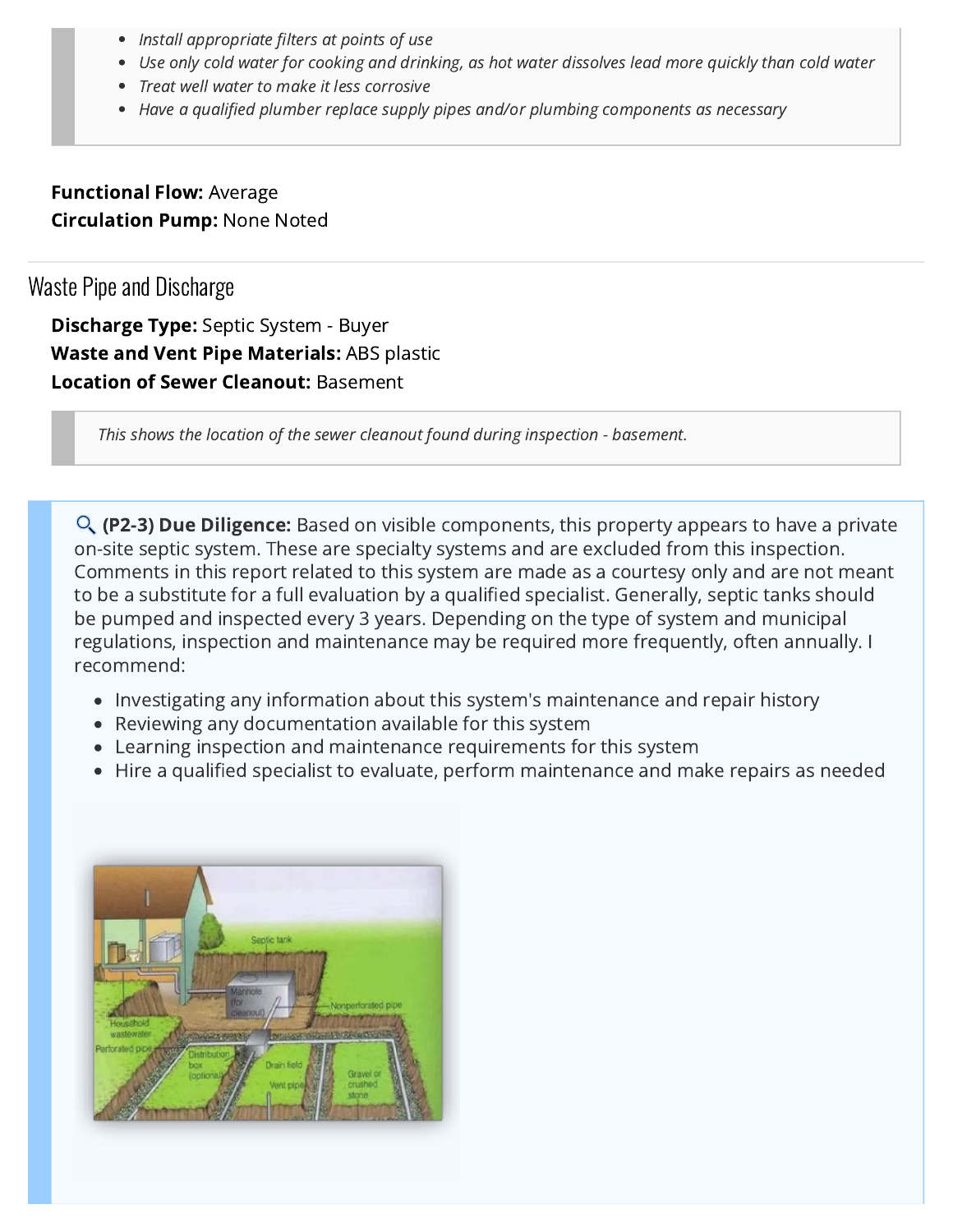- *Install appropriate filters at points of use*
- *Use only cold water for cooking and drinking, as hot water dissolves lead more quickly than cold water*
- *Treat well water to make it less corrosive*
- *Have a qualified plumber replace supply pipes and/or plumbing components as necessary*

**Functional Flow:** Average
**Circulation Pump:** None Noted

## Waste Pipe and Discharge

**Discharge Type:** Septic System - Buyer
**Waste and Vent Pipe Materials:** ABS plastic
**Location of Sewer Cleanout:** Basement

*This shows the location of the sewer cleanout found during inspection - basement.*

**(P2-3) Due Diligence:** Based on visible components, this property appears to have a private on-site septic system. These are specialty systems and are excluded from this inspection. Comments in this report related to this system are made as a courtesy only and are not meant to be a substitute for a full evaluation by a qualified specialist. Generally, septic tanks should be pumped and inspected every 3 years. Depending on the type of system and municipal regulations, inspection and maintenance may be required more frequently, often annually. I recommend:

- Investigating any information about this system's maintenance and repair history
- Reviewing any documentation available for this system
- Learning inspection and maintenance requirements for this system
- Hire a qualified specialist to evaluate, perform maintenance and make repairs as needed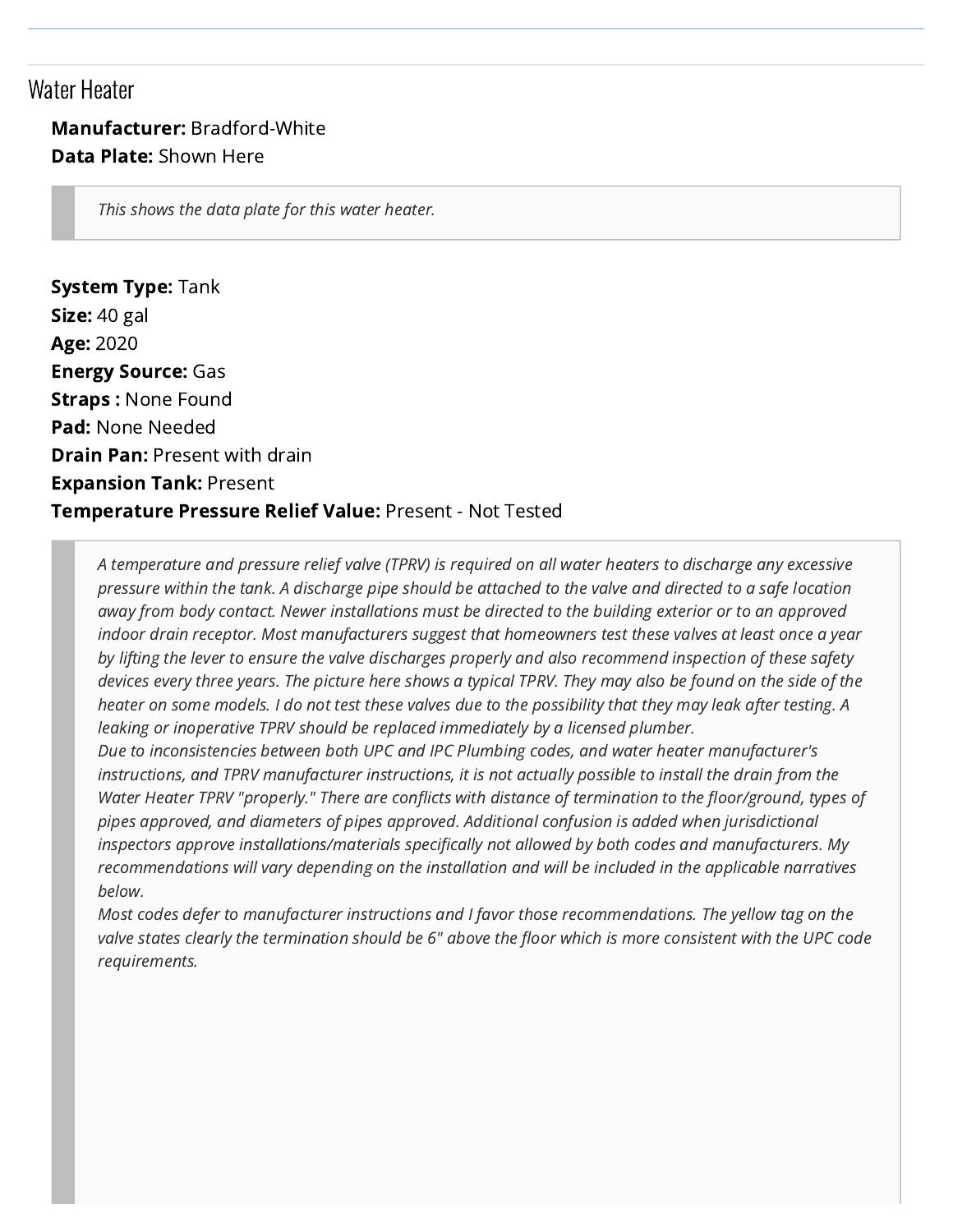## Water Heater

**Manufacturer:** Bradford-White
**Data Plate:** Shown Here

> *This shows the data plate for this water heater.*

**System Type:** Tank
**Size:** 40 gal
**Age:** 2020
**Energy Source:** Gas
**Straps :** None Found
**Pad:** None Needed
**Drain Pan:** Present with drain
**Expansion Tank:** Present
**Temperature Pressure Relief Value:** Present - Not Tested

> *A temperature and pressure relief valve (TPRV) is required on all water heaters to discharge any excessive pressure within the tank. A discharge pipe should be attached to the valve and directed to a safe location away from body contact. Newer installations must be directed to the building exterior or to an approved indoor drain receptor. Most manufacturers suggest that homeowners test these valves at least once a year by lifting the lever to ensure the valve discharges properly and also recommend inspection of these safety devices every three years. The picture here shows a typical TPRV. They may also be found on the side of the heater on some models. I do not test these valves due to the possibility that they may leak after testing. A leaking or inoperative TPRV should be replaced immediately by a licensed plumber.*
> *Due to inconsistencies between both UPC and IPC Plumbing codes, and water heater manufacturer's instructions, and TPRV manufacturer instructions, it is not actually possible to install the drain from the Water Heater TPRV "properly." There are conflicts with distance of termination to the floor/ground, types of pipes approved, and diameters of pipes approved. Additional confusion is added when jurisdictional inspectors approve installations/materials specifically not allowed by both codes and manufacturers. My recommendations will vary depending on the installation and will be included in the applicable narratives below.*
> *Most codes defer to manufacturer instructions and I favor those recommendations. The yellow tag on the valve states clearly the termination should be 6" above the floor which is more consistent with the UPC code requirements.*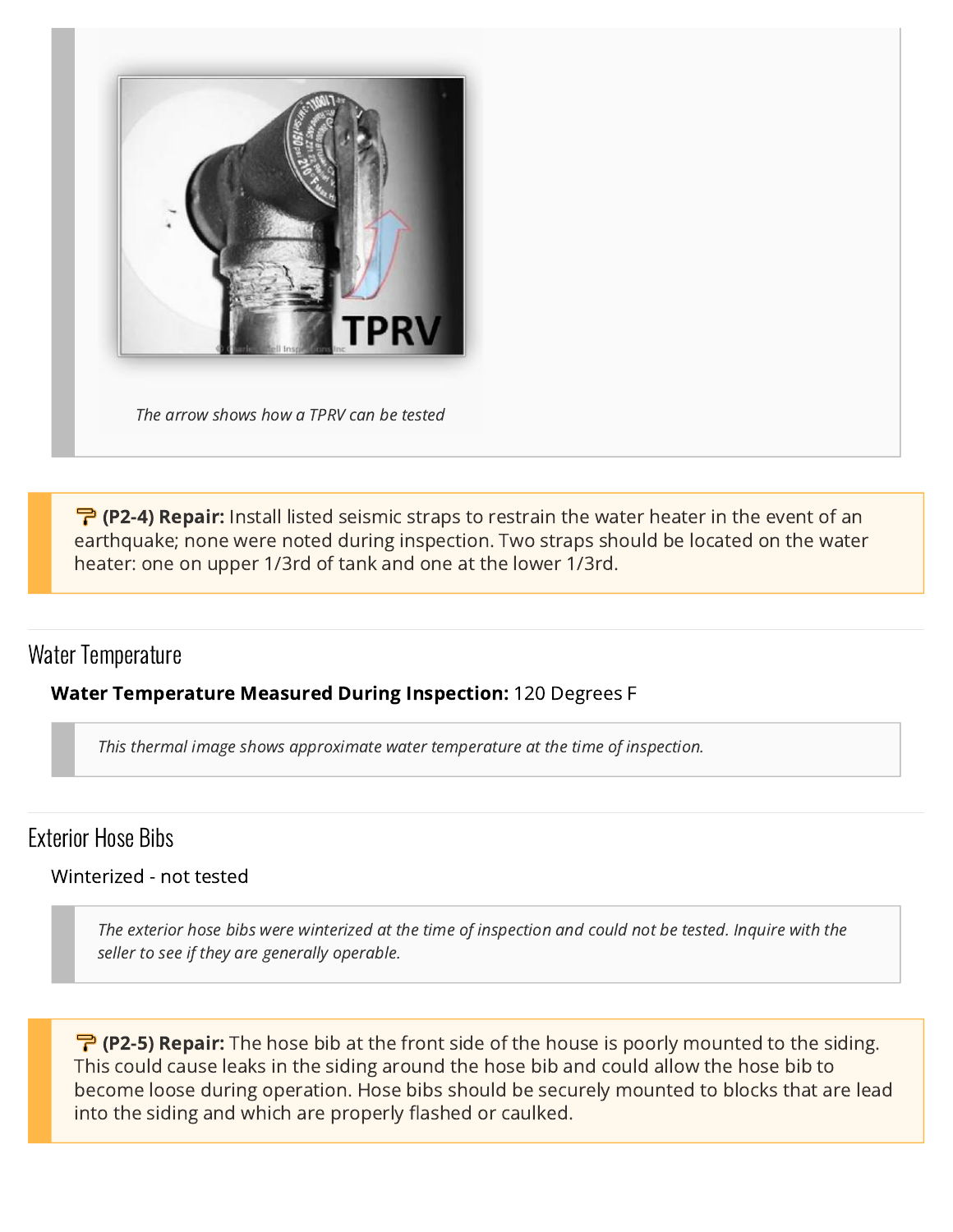*The arrow shows how a TPRV can be tested*

**(P2-4) Repair:** Install listed seismic straps to restrain the water heater in the event of an earthquake; none were noted during inspection. Two straps should be located on the water heater: one on upper 1/3rd of tank and one at the lower 1/3rd.

## Water Temperature

**Water Temperature Measured During Inspection:** 120 Degrees F

*This thermal image shows approximate water temperature at the time of inspection.*

## Exterior Hose Bibs

Winterized - not tested

*The exterior hose bibs were winterized at the time of inspection and could not be tested. Inquire with the seller to see if they are generally operable.*

**(P2-5) Repair:** The hose bib at the front side of the house is poorly mounted to the siding. This could cause leaks in the siding around the hose bib and could allow the hose bib to become loose during operation. Hose bibs should be securely mounted to blocks that are lead into the siding and which are properly flashed or caulked.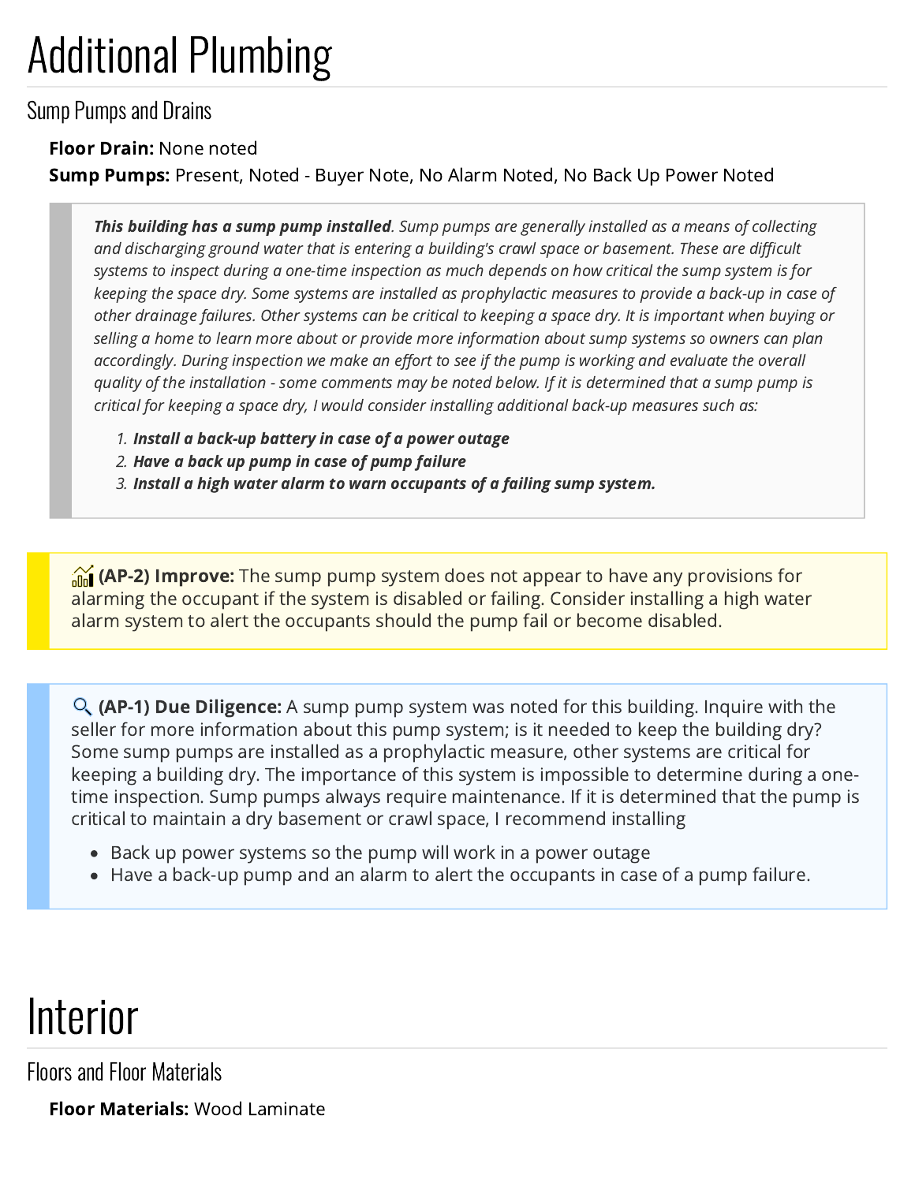# Additional Plumbing

## Sump Pumps and Drains

**Floor Drain:** None noted

**Sump Pumps:** Present, Noted - Buyer Note, No Alarm Noted, No Back Up Power Noted

> ***This building has a sump pump installed****. Sump pumps are generally installed as a means of collecting and discharging ground water that is entering a building's crawl space or basement. These are difficult systems to inspect during a one-time inspection as much depends on how critical the sump system is for keeping the space dry. Some systems are installed as prophylactic measures to provide a back-up in case of other drainage failures. Other systems can be critical to keeping a space dry. It is important when buying or selling a home to learn more about or provide more information about sump systems so owners can plan accordingly. During inspection we make an effort to see if the pump is working and evaluate the overall quality of the installation - some comments may be noted below. If it is determined that a sump pump is critical for keeping a space dry, I would consider installing additional back-up measures such as:*
>
> 1. ***Install a back-up battery in case of a power outage***
> 2. ***Have a back up pump in case of pump failure***
> 3. ***Install a high water alarm to warn occupants of a failing sump system.***

**(AP-2) Improve:** The sump pump system does not appear to have any provisions for alarming the occupant if the system is disabled or failing. Consider installing a high water alarm system to alert the occupants should the pump fail or become disabled.

**(AP-1) Due Diligence:** A sump pump system was noted for this building. Inquire with the seller for more information about this pump system; is it needed to keep the building dry? Some sump pumps are installed as a prophylactic measure, other systems are critical for keeping a building dry. The importance of this system is impossible to determine during a one-time inspection. Sump pumps always require maintenance. If it is determined that the pump is critical to maintain a dry basement or crawl space, I recommend installing

- Back up power systems so the pump will work in a power outage
- Have a back-up pump and an alarm to alert the occupants in case of a pump failure.

# Interior

## Floors and Floor Materials

**Floor Materials:** Wood Laminate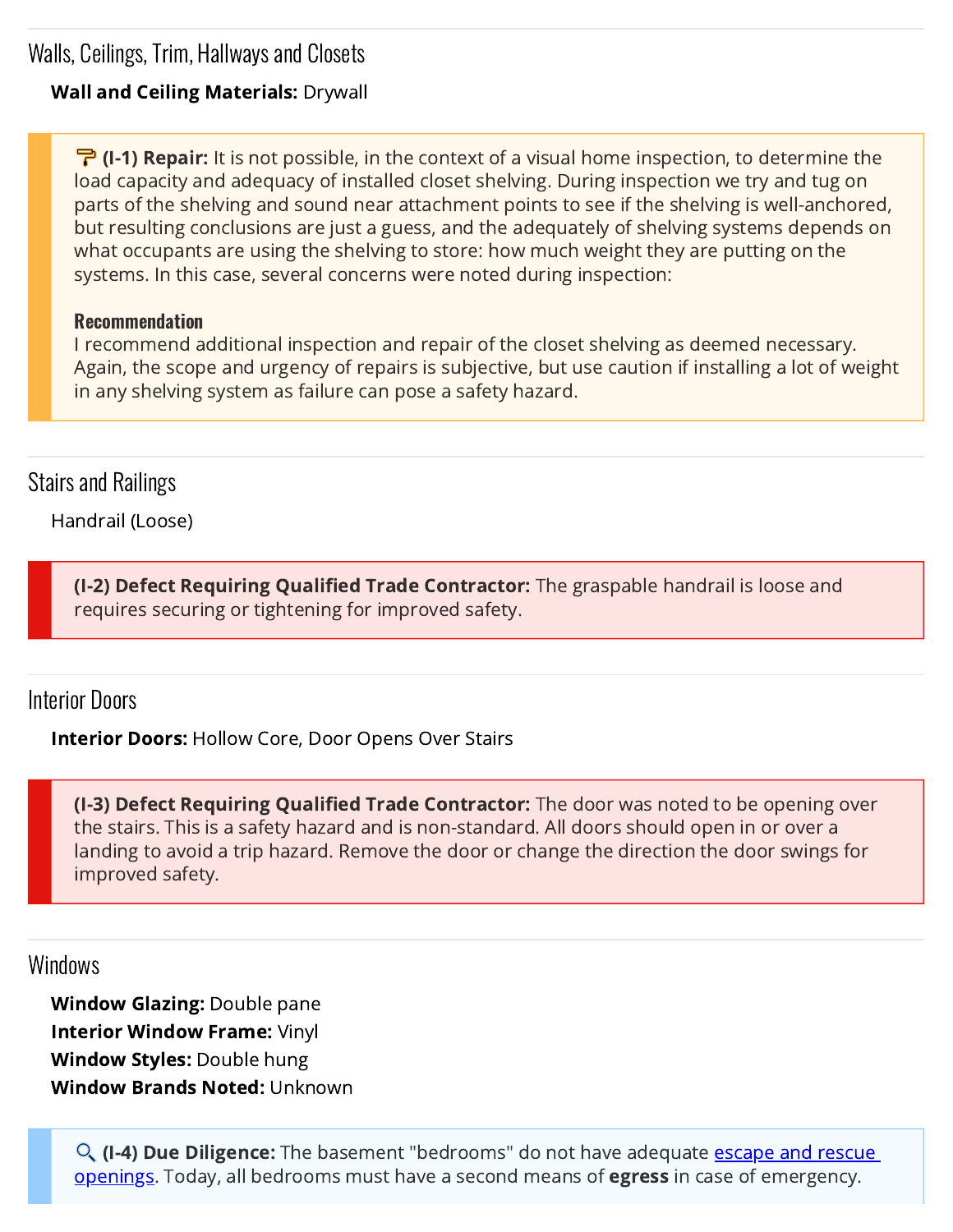## Walls, Ceilings, Trim, Hallways and Closets

**Wall and Ceiling Materials:** Drywall

> **(I-1) Repair:** It is not possible, in the context of a visual home inspection, to determine the load capacity and adequacy of installed closet shelving. During inspection we try and tug on parts of the shelving and sound near attachment points to see if the shelving is well-anchored, but resulting conclusions are just a guess, and the adequately of shelving systems depends on what occupants are using the shelving to store: how much weight they are putting on the systems. In this case, several concerns were noted during inspection:
>
> **Recommendation**
> I recommend additional inspection and repair of the closet shelving as deemed necessary. Again, the scope and urgency of repairs is subjective, but use caution if installing a lot of weight in any shelving system as failure can pose a safety hazard.

## Stairs and Railings

Handrail (Loose)

> **(I-2) Defect Requiring Qualified Trade Contractor:** The graspable handrail is loose and requires securing or tightening for improved safety.

## Interior Doors

**Interior Doors:** Hollow Core, Door Opens Over Stairs

> **(I-3) Defect Requiring Qualified Trade Contractor:** The door was noted to be opening over the stairs. This is a safety hazard and is non-standard. All doors should open in or over a landing to avoid a trip hazard. Remove the door or change the direction the door swings for improved safety.

## Windows

**Window Glazing:** Double pane
**Interior Window Frame:** Vinyl
**Window Styles:** Double hung
**Window Brands Noted:** Unknown

> **(I-4) Due Diligence:** The basement "bedrooms" do not have adequate escape and rescue openings. Today, all bedrooms must have a second means of **egress** in case of emergency.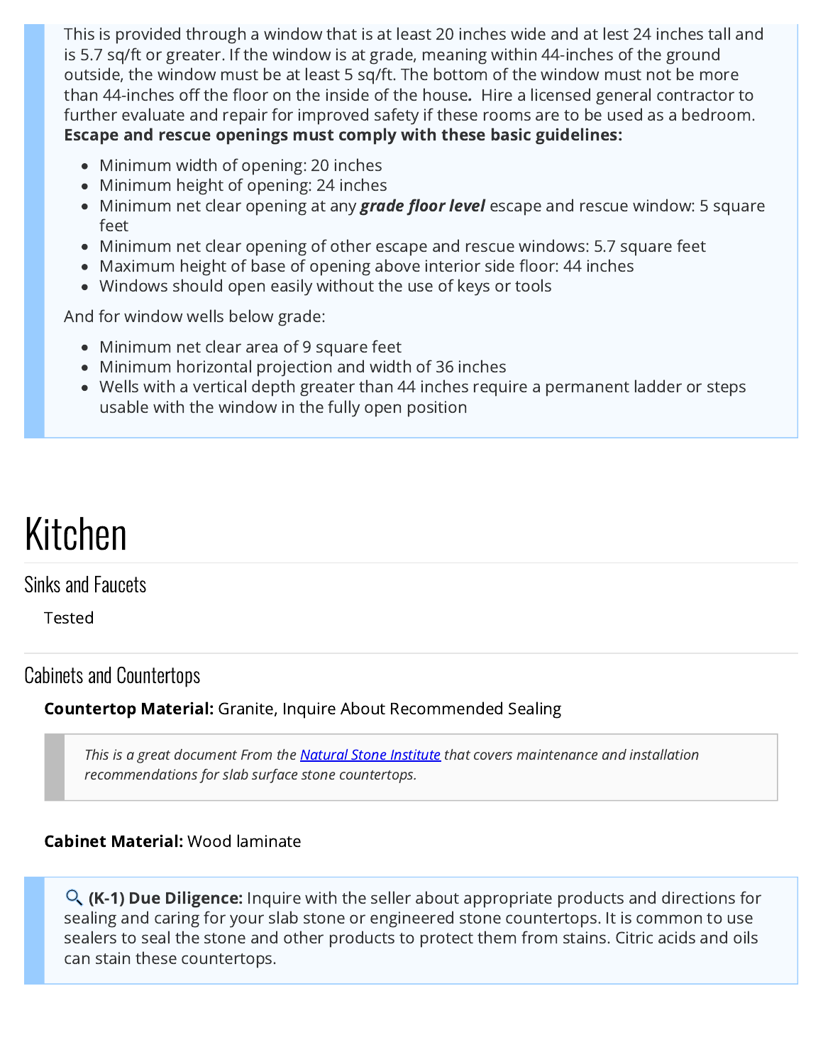This is provided through a window that is at least 20 inches wide and at lest 24 inches tall and is 5.7 sq/ft or greater. If the window is at grade, meaning within 44-inches of the ground outside, the window must be at least 5 sq/ft. The bottom of the window must not be more than 44-inches off the floor on the inside of the house**.** Hire a licensed general contractor to further evaluate and repair for improved safety if these rooms are to be used as a bedroom. **Escape and rescue openings must comply with these basic guidelines:**

- Minimum width of opening: 20 inches
- Minimum height of opening: 24 inches
- Minimum net clear opening at any ***grade floor level*** escape and rescue window: 5 square feet
- Minimum net clear opening of other escape and rescue windows: 5.7 square feet
- Maximum height of base of opening above interior side floor: 44 inches
- Windows should open easily without the use of keys or tools

And for window wells below grade:

- Minimum net clear area of 9 square feet
- Minimum horizontal projection and width of 36 inches
- Wells with a vertical depth greater than 44 inches require a permanent ladder or steps usable with the window in the fully open position

# Kitchen

## Sinks and Faucets

Tested

## Cabinets and Countertops

**Countertop Material:** Granite, Inquire About Recommended Sealing

> *This is a great document From the [Natural Stone Institute](#) that covers maintenance and installation recommendations for slab surface stone countertops.*

**Cabinet Material:** Wood laminate

🔍 **(K-1) Due Diligence:** Inquire with the seller about appropriate products and directions for sealing and caring for your slab stone or engineered stone countertops. It is common to use sealers to seal the stone and other products to protect them from stains. Citric acids and oils can stain these countertops.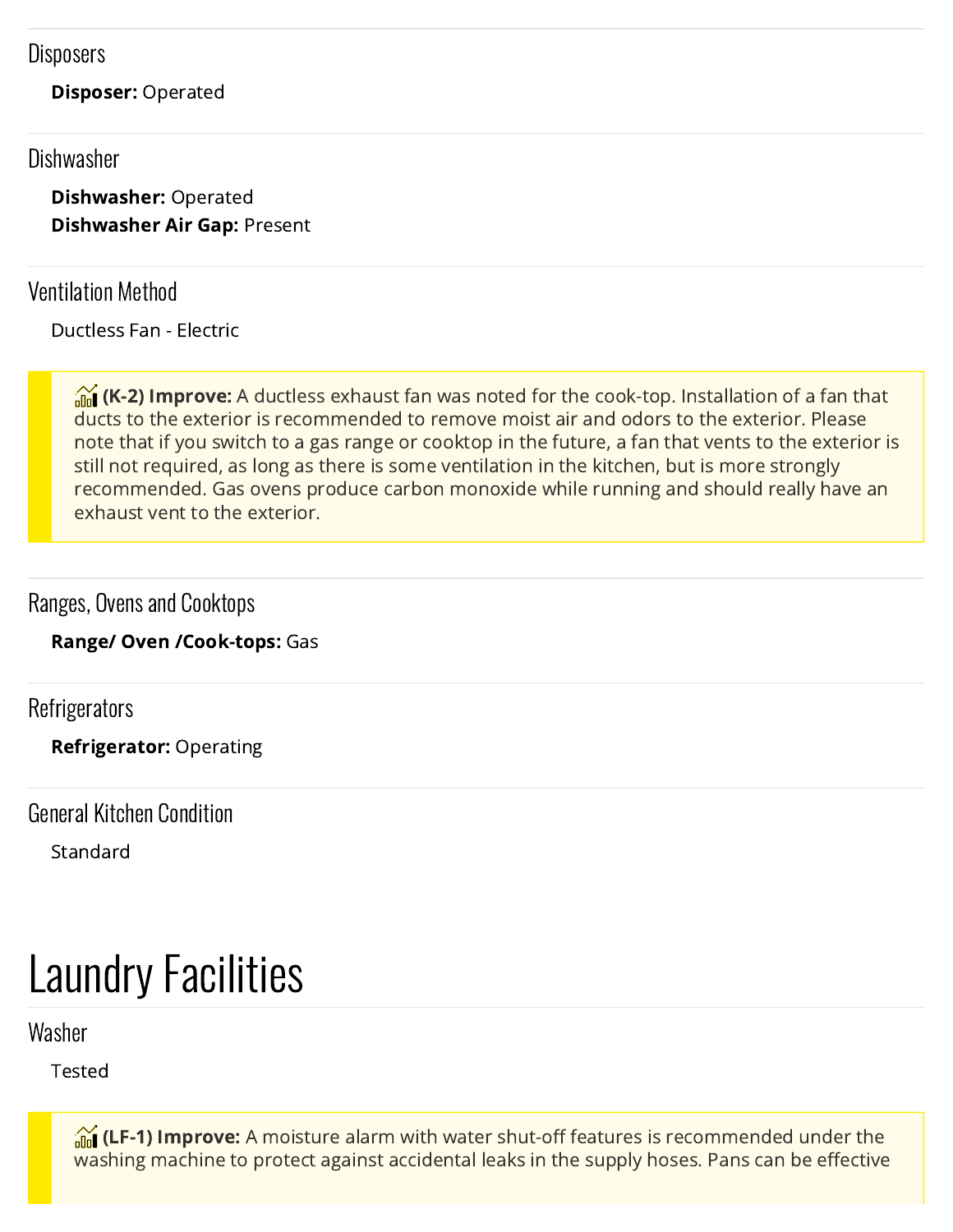### Disposers

**Disposer:** Operated

### Dishwasher

**Dishwasher:** Operated
**Dishwasher Air Gap:** Present

### Ventilation Method

Ductless Fan - Electric

> **(K-2) Improve:** A ductless exhaust fan was noted for the cook-top. Installation of a fan that ducts to the exterior is recommended to remove moist air and odors to the exterior. Please note that if you switch to a gas range or cooktop in the future, a fan that vents to the exterior is still not required, as long as there is some ventilation in the kitchen, but is more strongly recommended. Gas ovens produce carbon monoxide while running and should really have an exhaust vent to the exterior.

### Ranges, Ovens and Cooktops

**Range/ Oven /Cook-tops:** Gas

### Refrigerators

**Refrigerator:** Operating

### General Kitchen Condition

Standard

# Laundry Facilities

### Washer

Tested

> **(LF-1) Improve:** A moisture alarm with water shut-off features is recommended under the washing machine to protect against accidental leaks in the supply hoses. Pans can be effective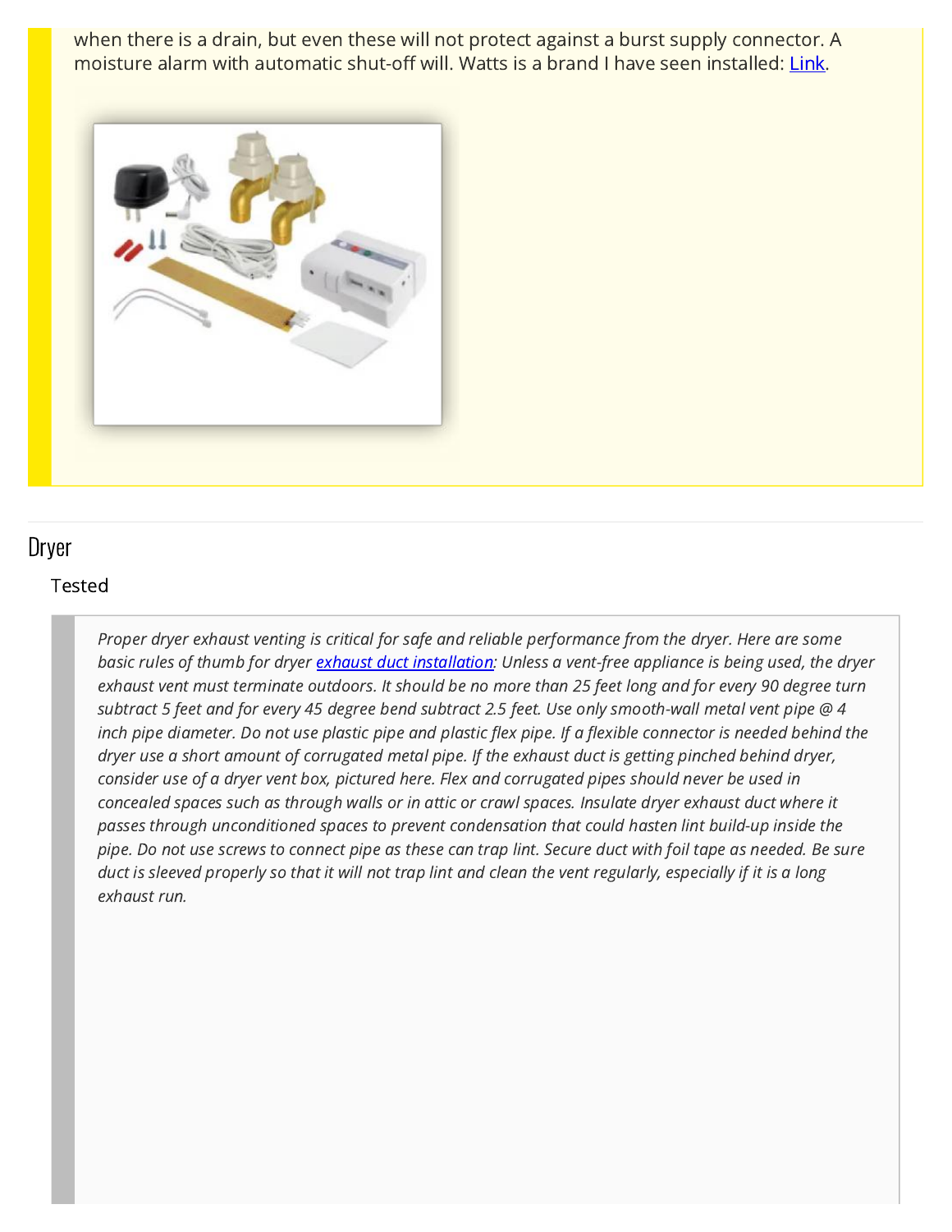when there is a drain, but even these will not protect against a burst supply connector. A moisture alarm with automatic shut-off will. Watts is a brand I have seen installed: Link.

## Dryer

Tested

*Proper dryer exhaust venting is critical for safe and reliable performance from the dryer. Here are some basic rules of thumb for dryer exhaust duct installation: Unless a vent-free appliance is being used, the dryer exhaust vent must terminate outdoors. It should be no more than 25 feet long and for every 90 degree turn subtract 5 feet and for every 45 degree bend subtract 2.5 feet. Use only smooth-wall metal vent pipe @ 4 inch pipe diameter. Do not use plastic pipe and plastic flex pipe. If a flexible connector is needed behind the dryer use a short amount of corrugated metal pipe. If the exhaust duct is getting pinched behind dryer, consider use of a dryer vent box, pictured here. Flex and corrugated pipes should never be used in concealed spaces such as through walls or in attic or crawl spaces. Insulate dryer exhaust duct where it passes through unconditioned spaces to prevent condensation that could hasten lint build-up inside the pipe. Do not use screws to connect pipe as these can trap lint. Secure duct with foil tape as needed. Be sure duct is sleeved properly so that it will not trap lint and clean the vent regularly, especially if it is a long exhaust run.*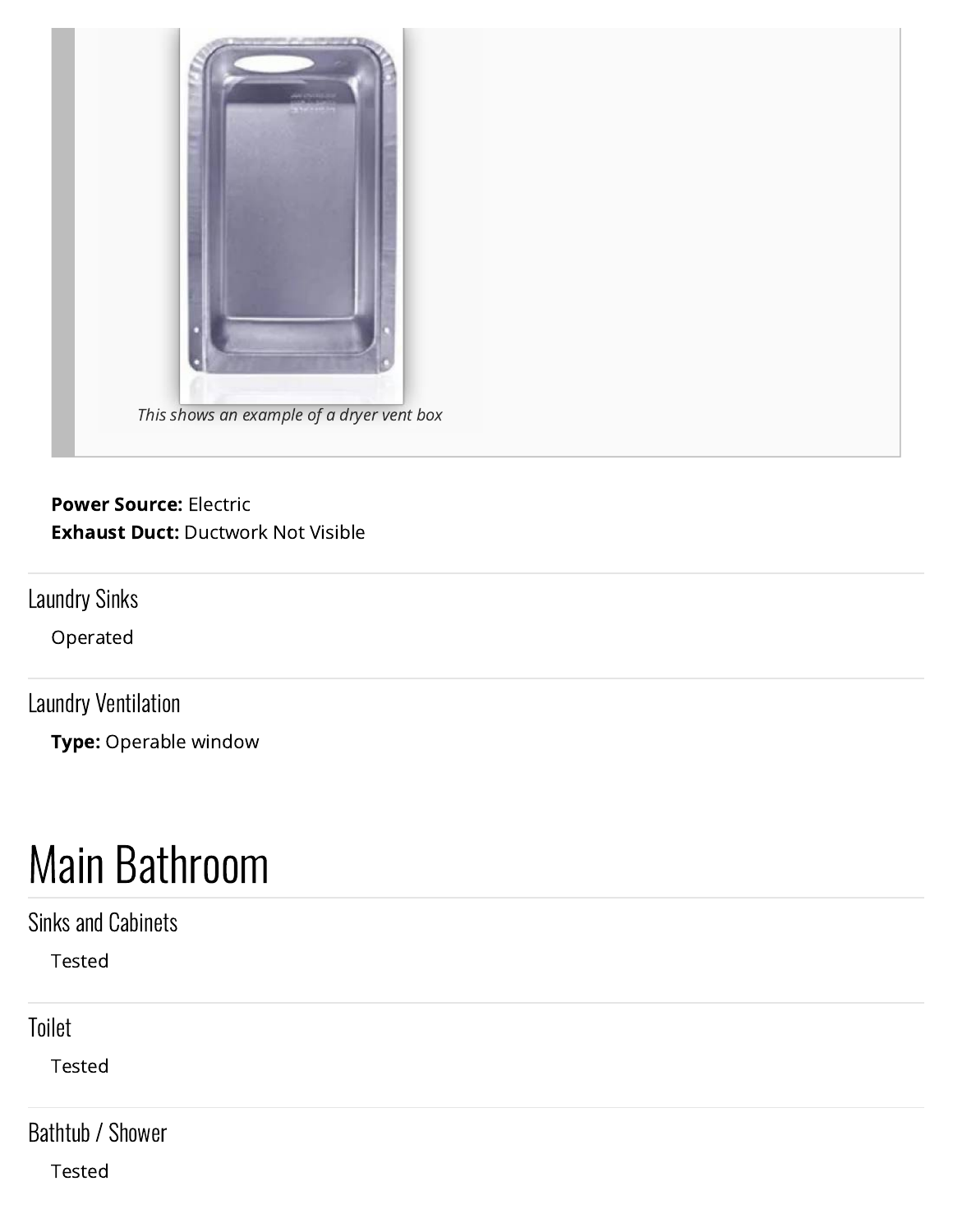*This shows an example of a dryer vent box*

**Power Source:** Electric
**Exhaust Duct:** Ductwork Not Visible

### Laundry Sinks

Operated

### Laundry Ventilation

**Type:** Operable window

# Main Bathroom

### Sinks and Cabinets

Tested

### Toilet

Tested

### Bathtub / Shower

Tested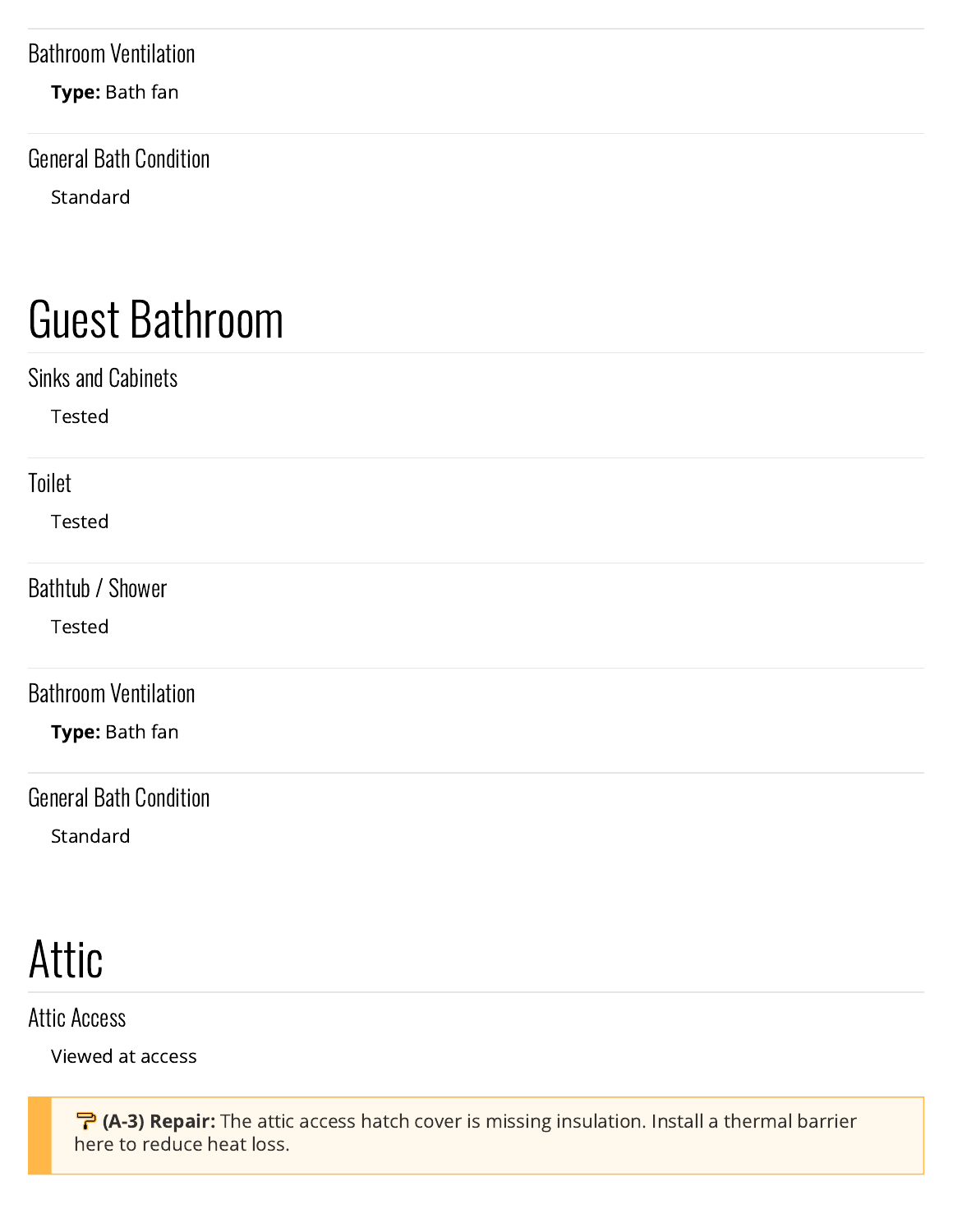### Bathroom Ventilation

**Type:** Bath fan

### General Bath Condition

Standard

# Guest Bathroom

### Sinks and Cabinets

Tested

### Toilet

Tested

### Bathtub / Shower

Tested

### Bathroom Ventilation

**Type:** Bath fan

### General Bath Condition

Standard

# Attic

### Attic Access

Viewed at access

> **(A-3) Repair:** The attic access hatch cover is missing insulation. Install a thermal barrier here to reduce heat loss.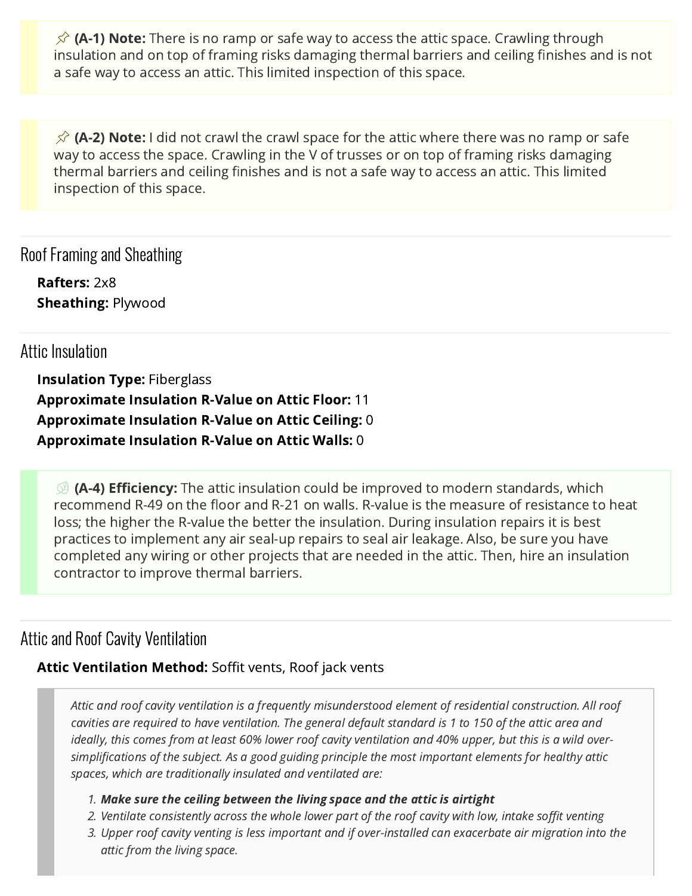📌 **(A-1) Note:** There is no ramp or safe way to access the attic space. Crawling through insulation and on top of framing risks damaging thermal barriers and ceiling finishes and is not a safe way to access an attic. This limited inspection of this space.

📌 **(A-2) Note:** I did not crawl the crawl space for the attic where there was no ramp or safe way to access the space. Crawling in the V of trusses or on top of framing risks damaging thermal barriers and ceiling finishes and is not a safe way to access an attic. This limited inspection of this space.

## Roof Framing and Sheathing

**Rafters:** 2x8
**Sheathing:** Plywood

## Attic Insulation

**Insulation Type:** Fiberglass
**Approximate Insulation R-Value on Attic Floor:** 11
**Approximate Insulation R-Value on Attic Ceiling:** 0
**Approximate Insulation R-Value on Attic Walls:** 0

**(A-4) Efficiency:** The attic insulation could be improved to modern standards, which recommend R-49 on the floor and R-21 on walls. R-value is the measure of resistance to heat loss; the higher the R-value the better the insulation. During insulation repairs it is best practices to implement any air seal-up repairs to seal air leakage. Also, be sure you have completed any wiring or other projects that are needed in the attic. Then, hire an insulation contractor to improve thermal barriers.

## Attic and Roof Cavity Ventilation

**Attic Ventilation Method:** Soffit vents, Roof jack vents

*Attic and roof cavity ventilation is a frequently misunderstood element of residential construction. All roof cavities are required to have ventilation. The general default standard is 1 to 150 of the attic area and ideally, this comes from at least 60% lower roof cavity ventilation and 40% upper, but this is a wild over-simplifications of the subject. As a good guiding principle the most important elements for healthy attic spaces, which are traditionally insulated and ventilated are:*

1. ***Make sure the ceiling between the living space and the attic is airtight***
2. *Ventilate consistently across the whole lower part of the roof cavity with low, intake soffit venting*
3. *Upper roof cavity venting is less important and if over-installed can exacerbate air migration into the attic from the living space.*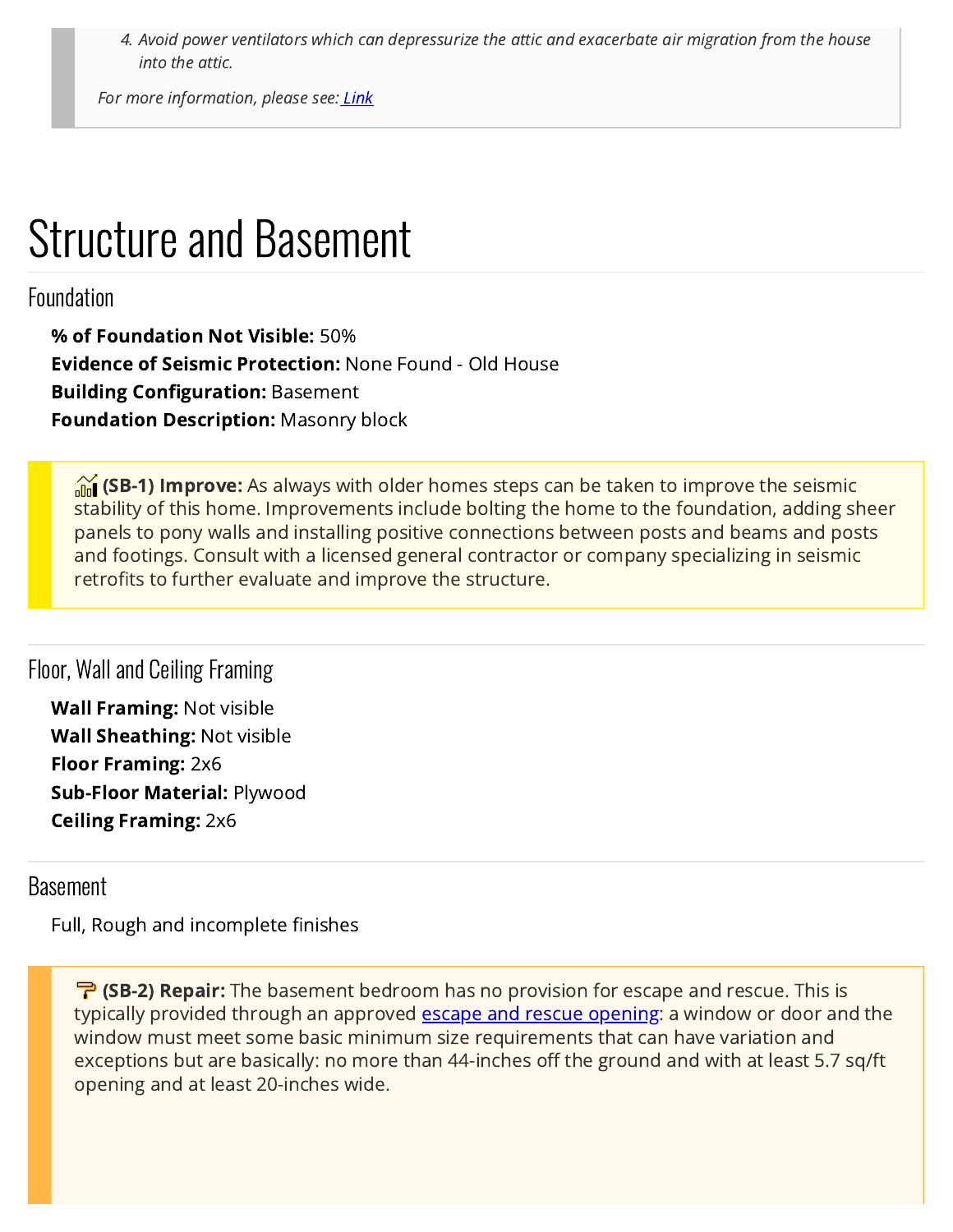4. *Avoid power ventilators which can depressurize the attic and exacerbate air migration from the house into the attic.*

*For more information, please see: [Link]*

# Structure and Basement

## Foundation

**% of Foundation Not Visible:** 50%
**Evidence of Seismic Protection:** None Found - Old House
**Building Configuration:** Basement
**Foundation Description:** Masonry block

> **(SB-1) Improve:** As always with older homes steps can be taken to improve the seismic stability of this home. Improvements include bolting the home to the foundation, adding sheer panels to pony walls and installing positive connections between posts and beams and posts and footings. Consult with a licensed general contractor or company specializing in seismic retrofits to further evaluate and improve the structure.

## Floor, Wall and Ceiling Framing

**Wall Framing:** Not visible
**Wall Sheathing:** Not visible
**Floor Framing:** 2x6
**Sub-Floor Material:** Plywood
**Ceiling Framing:** 2x6

## Basement

Full, Rough and incomplete finishes

> **(SB-2) Repair:** The basement bedroom has no provision for escape and rescue. This is typically provided through an approved [escape and rescue opening]: a window or door and the window must meet some basic minimum size requirements that can have variation and exceptions but are basically: no more than 44-inches off the ground and with at least 5.7 sq/ft opening and at least 20-inches wide.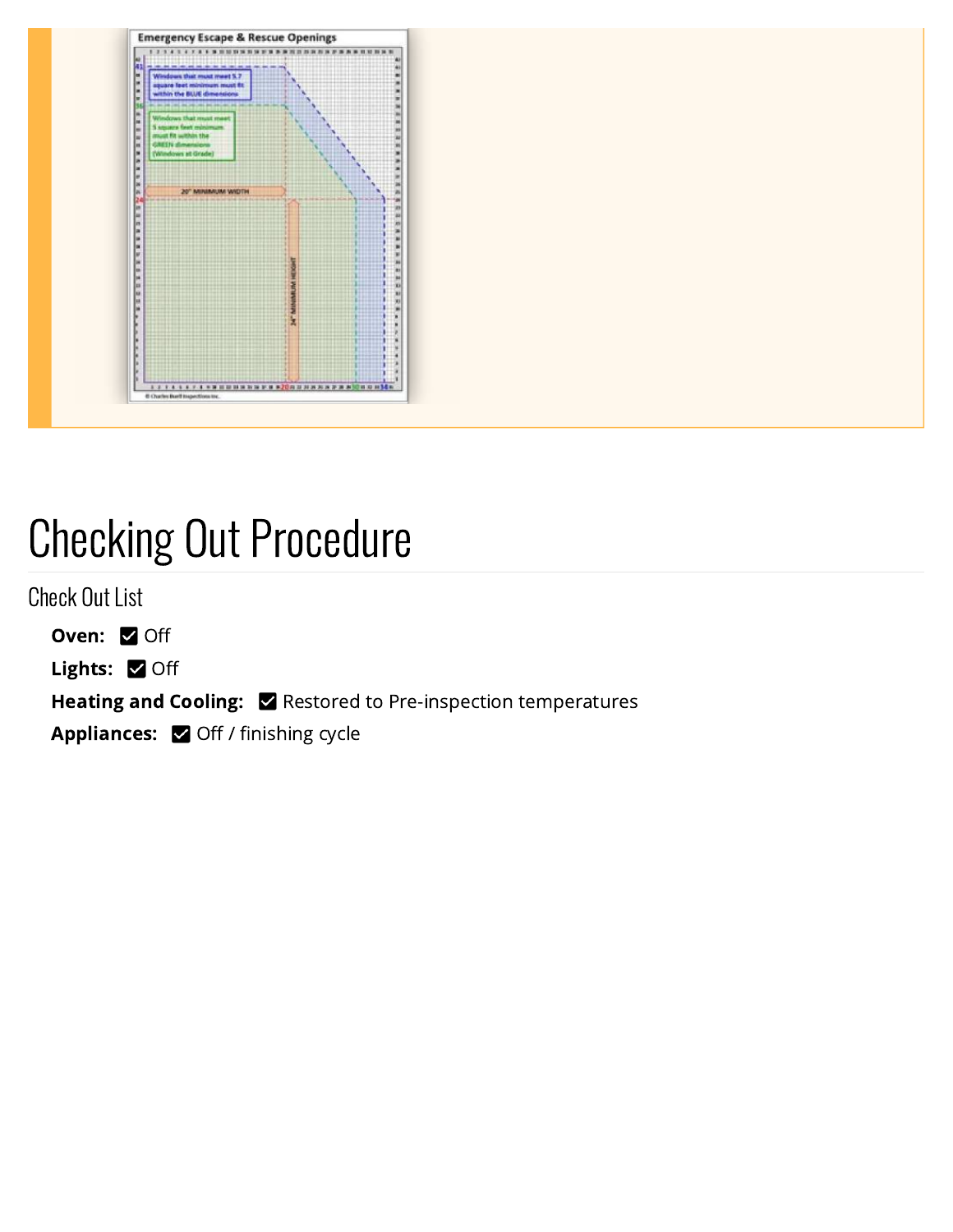# Checking Out Procedure

## Check Out List

**Oven:** ☑ Off

**Lights:** ☑ Off

**Heating and Cooling:** ☑ Restored to Pre-inspection temperatures

**Appliances:** ☑ Off / finishing cycle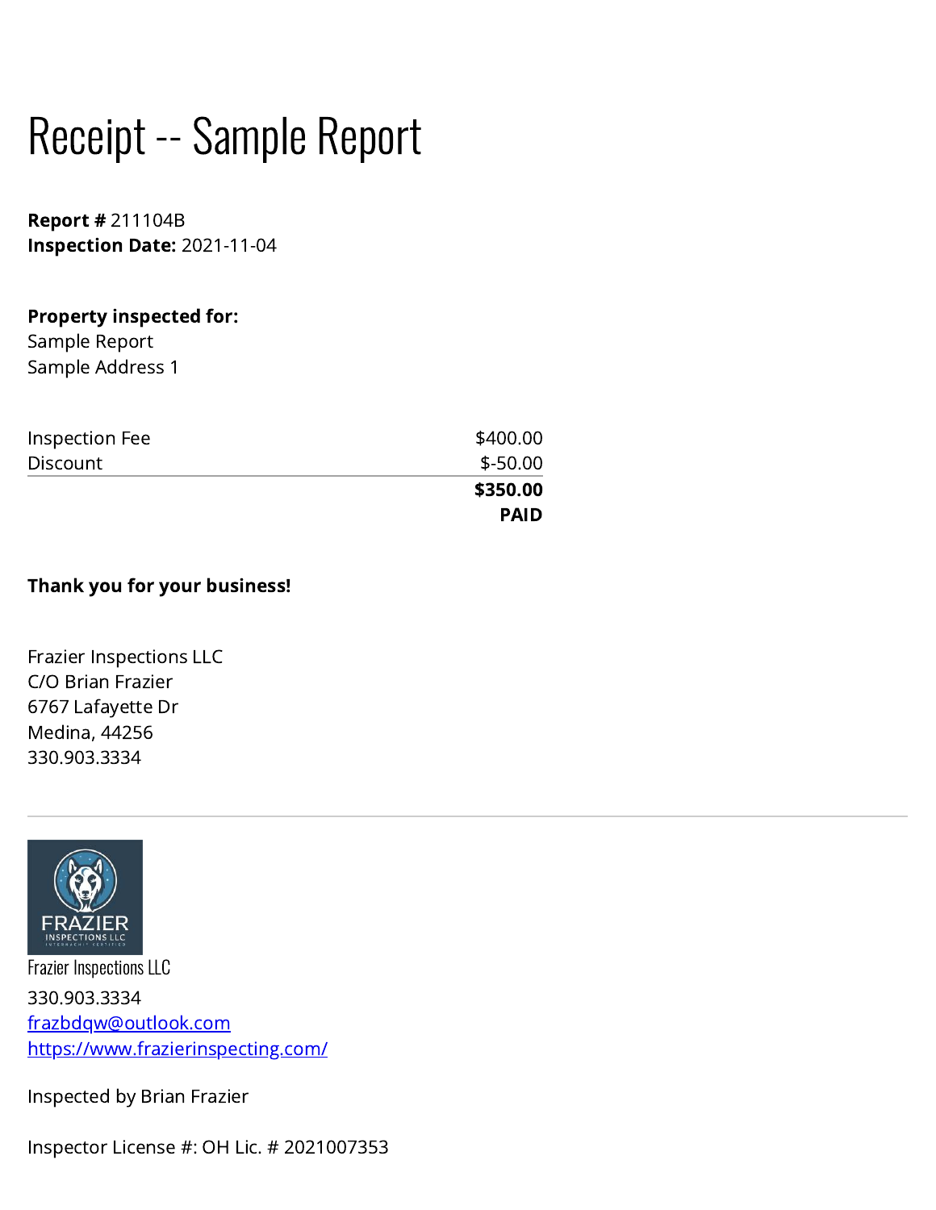# Receipt -- Sample Report

**Report #** 211104B
**Inspection Date:** 2021-11-04

**Property inspected for:**
Sample Report
Sample Address 1

| | |
|---|---|
| Inspection Fee | $400.00 |
| Discount | $-50.00 |
| | **$350.00** |
| | **PAID** |

**Thank you for your business!**

Frazier Inspections LLC
C/O Brian Frazier
6767 Lafayette Dr
Medina, 44256
330.903.3334

---

Frazier Inspections LLC
330.903.3334
frazbdqw@outlook.com
https://www.frazierinspecting.com/

Inspected by Brian Frazier

Inspector License #: OH Lic. # 2021007353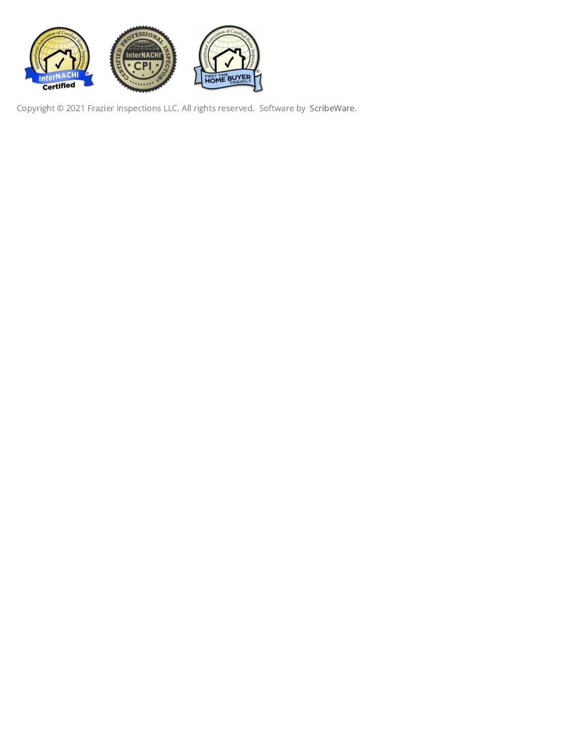Copyright © 2021 Frazier Inspections LLC. All rights reserved. Software by ScribeWare.